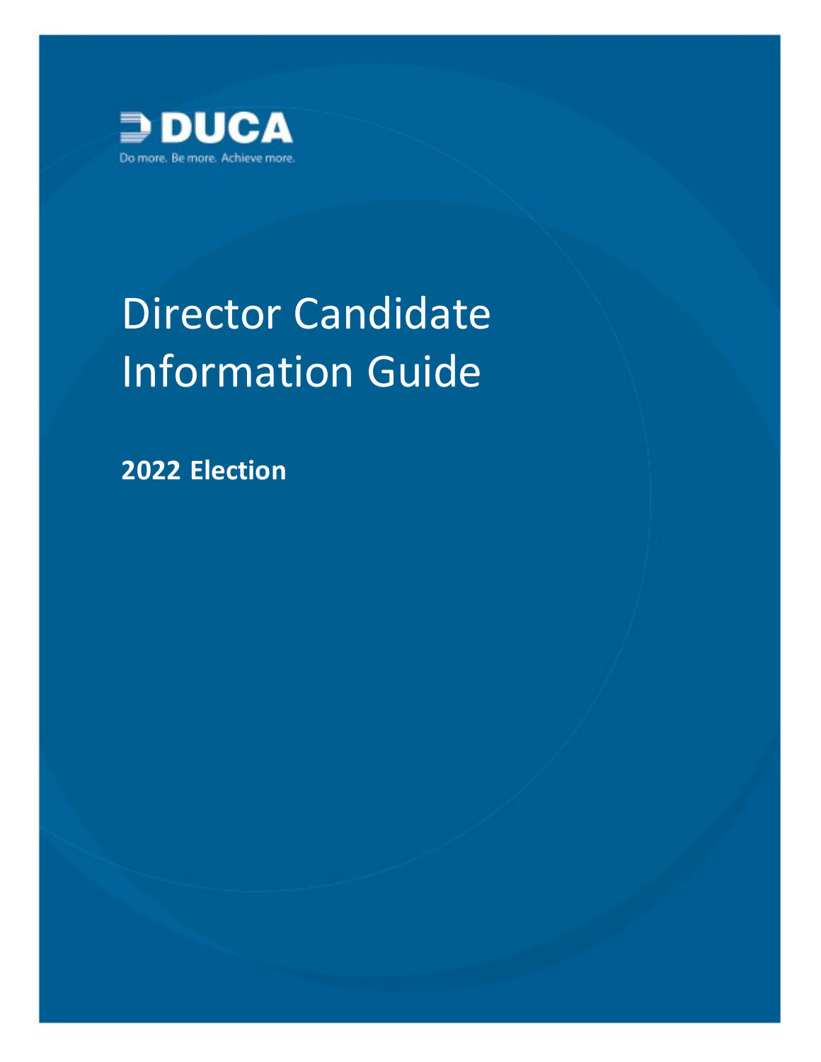DUCA

Do more. Be more. Achieve more.

# Director Candidate Information Guide

**2022 Election**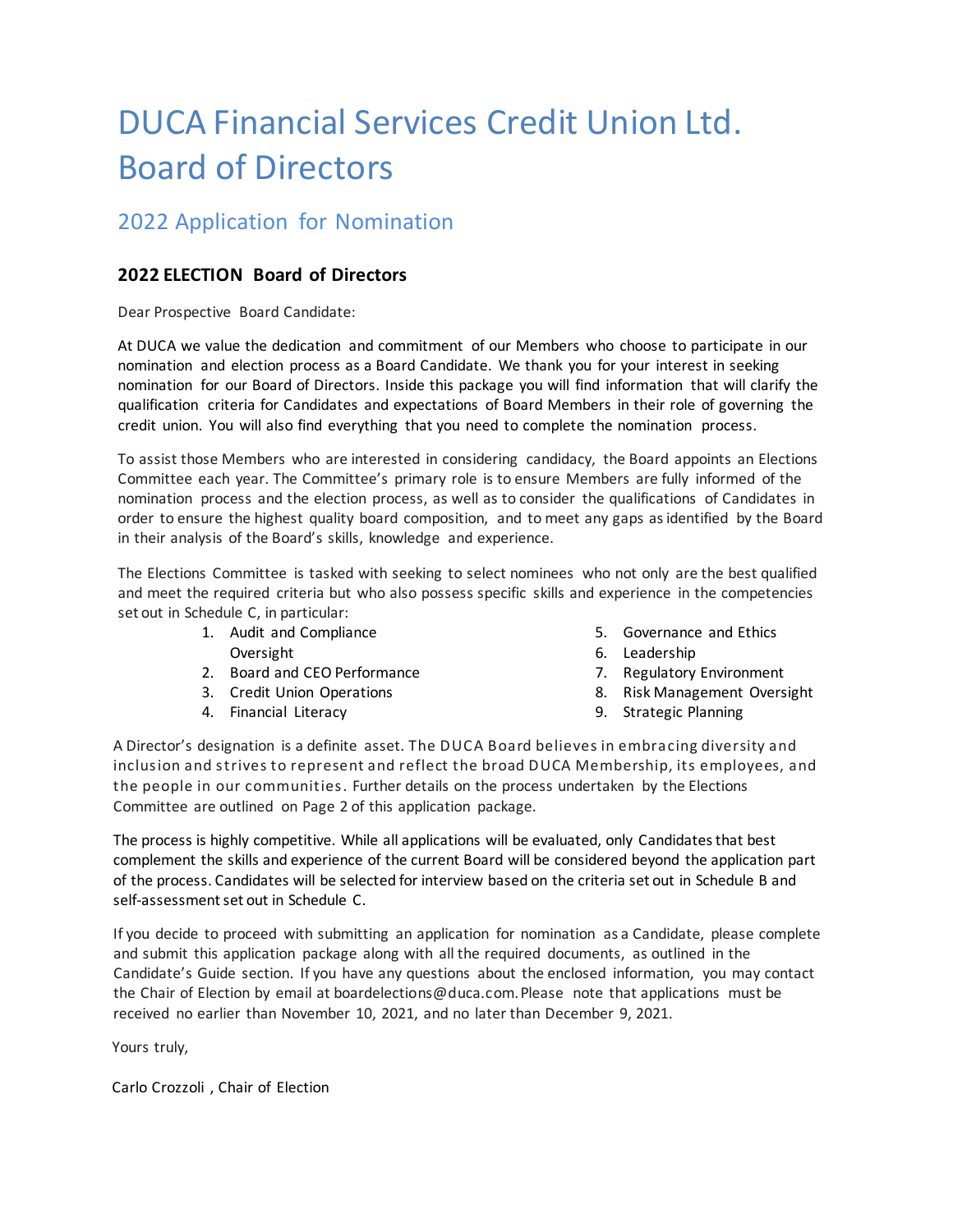# DUCA Financial Services Credit Union Ltd. Board of Directors

## 2022 Application for Nomination

### 2022 ELECTION Board of Directors

Dear Prospective Board Candidate:

At DUCA we value the dedication and commitment of our Members who choose to participate in our nomination and election process as a Board Candidate. We thank you for your interest in seeking nomination for our Board of Directors. Inside this package you will find information that will clarify the qualification criteria for Candidates and expectations of Board Members in their role of governing the credit union. You will also find everything that you need to complete the nomination process.

To assist those Members who are interested in considering candidacy, the Board appoints an Elections Committee each year. The Committee's primary role is to ensure Members are fully informed of the nomination process and the election process, as well as to consider the qualifications of Candidates in order to ensure the highest quality board composition, and to meet any gaps as identified by the Board in their analysis of the Board's skills, knowledge and experience.

The Elections Committee is tasked with seeking to select nominees who not only are the best qualified and meet the required criteria but who also possess specific skills and experience in the competencies set out in Schedule C, in particular:

1. Audit and Compliance Oversight
2. Board and CEO Performance
3. Credit Union Operations
4. Financial Literacy
5. Governance and Ethics
6. Leadership
7. Regulatory Environment
8. Risk Management Oversight
9. Strategic Planning

A Director's designation is a definite asset. The DUCA Board believes in embracing diversity and inclusion and strives to represent and reflect the broad DUCA Membership, its employees, and the people in our communities. Further details on the process undertaken by the Elections Committee are outlined on Page 2 of this application package.

The process is highly competitive. While all applications will be evaluated, only Candidates that best complement the skills and experience of the current Board will be considered beyond the application part of the process. Candidates will be selected for interview based on the criteria set out in Schedule B and self-assessment set out in Schedule C.

If you decide to proceed with submitting an application for nomination as a Candidate, please complete and submit this application package along with all the required documents, as outlined in the Candidate's Guide section. If you have any questions about the enclosed information, you may contact the Chair of Election by email at boardelections@duca.com. Please note that applications must be received no earlier than November 10, 2021, and no later than December 9, 2021.

Yours truly,

Carlo Crozzoli , Chair of Election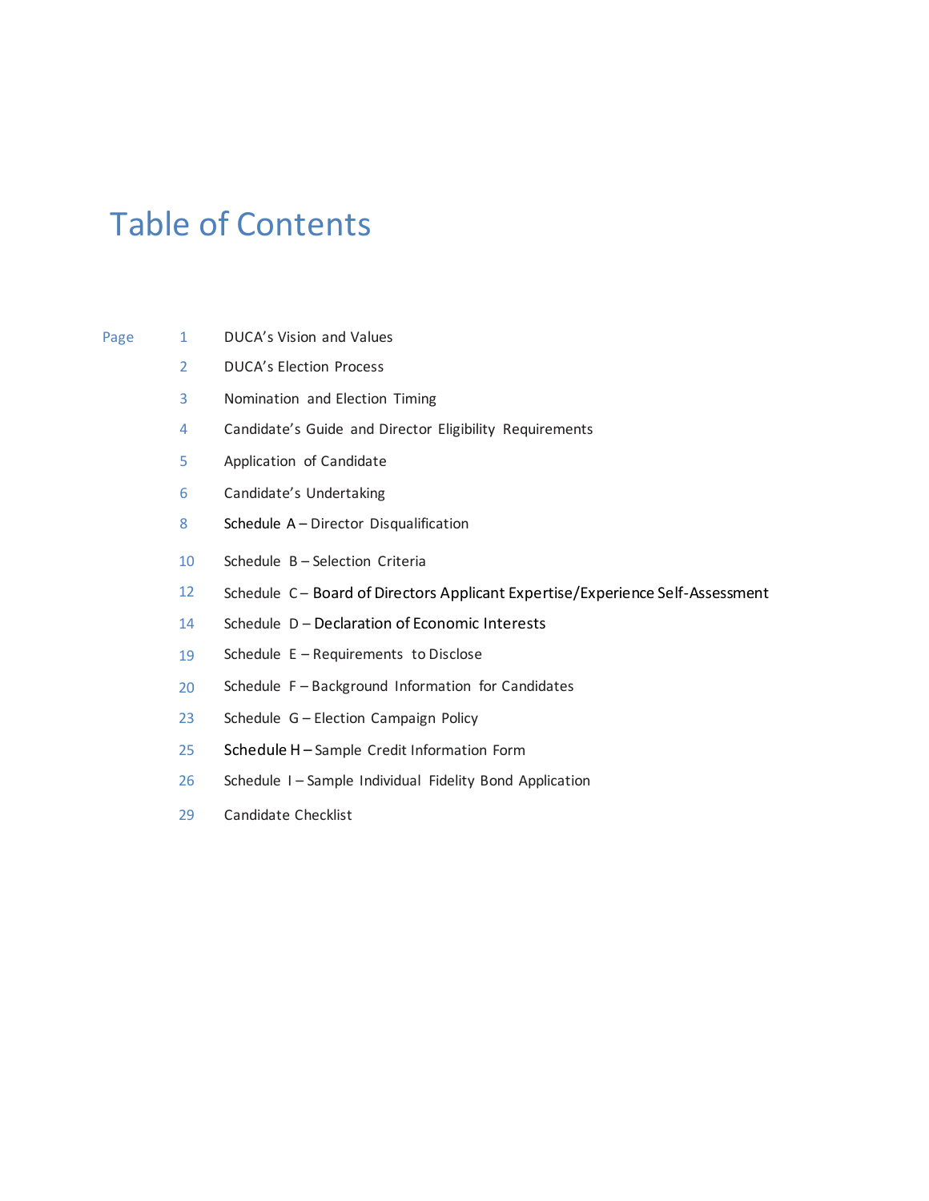# Table of Contents

| Page | |
|---|---|
| 1 | DUCA's Vision and Values |
| 2 | DUCA's Election Process |
| 3 | Nomination and Election Timing |
| 4 | Candidate's Guide and Director Eligibility Requirements |
| 5 | Application of Candidate |
| 6 | Candidate's Undertaking |
| 8 | Schedule A – Director Disqualification |
| 10 | Schedule B – Selection Criteria |
| 12 | Schedule C – Board of Directors Applicant Expertise/Experience Self-Assessment |
| 14 | Schedule D – Declaration of Economic Interests |
| 19 | Schedule E – Requirements to Disclose |
| 20 | Schedule F – Background Information for Candidates |
| 23 | Schedule G – Election Campaign Policy |
| 25 | Schedule H – Sample Credit Information Form |
| 26 | Schedule I – Sample Individual Fidelity Bond Application |
| 29 | Candidate Checklist |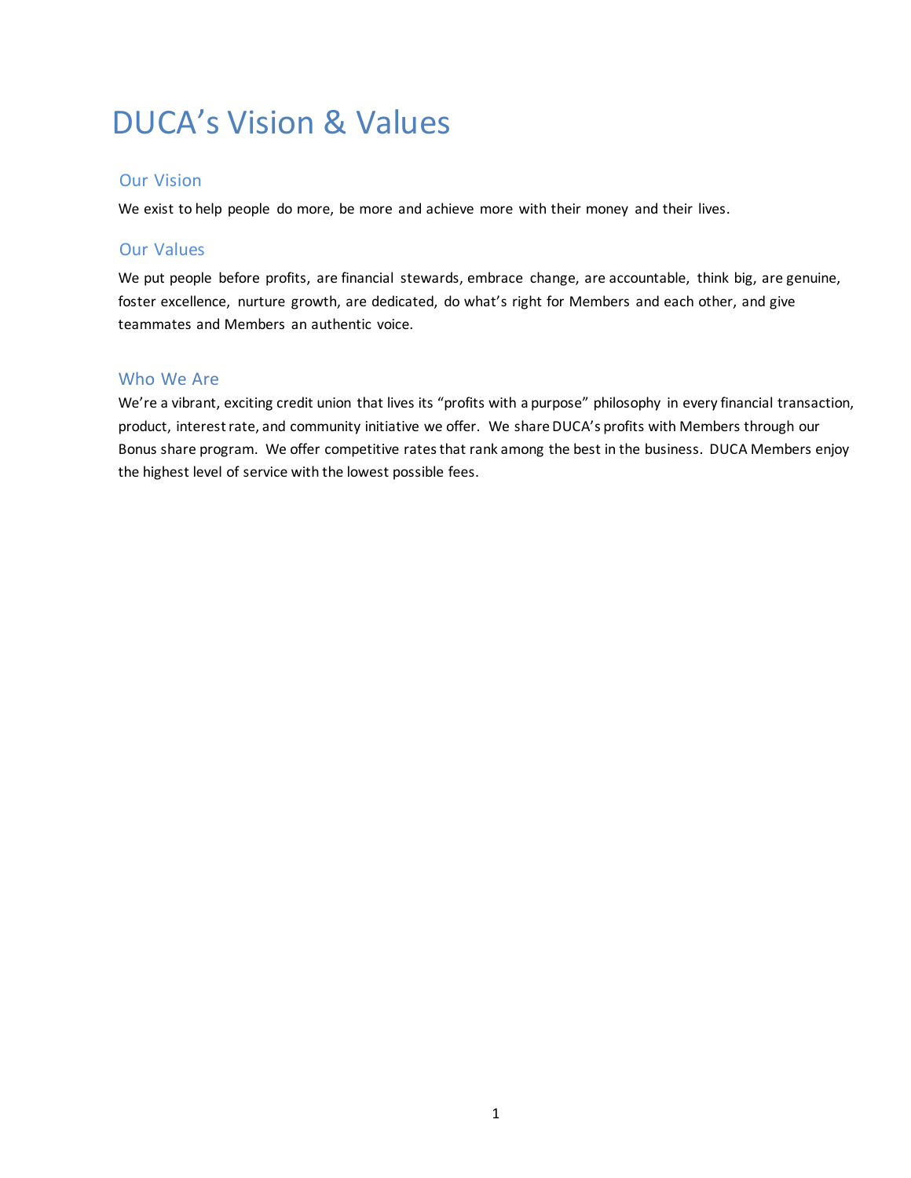# DUCA's Vision & Values

## Our Vision

We exist to help people do more, be more and achieve more with their money and their lives.

## Our Values

We put people before profits, are financial stewards, embrace change, are accountable, think big, are genuine, foster excellence, nurture growth, are dedicated, do what's right for Members and each other, and give teammates and Members an authentic voice.

## Who We Are

We're a vibrant, exciting credit union that lives its "profits with a purpose" philosophy in every financial transaction, product, interest rate, and community initiative we offer. We share DUCA's profits with Members through our Bonus share program. We offer competitive rates that rank among the best in the business. DUCA Members enjoy the highest level of service with the lowest possible fees.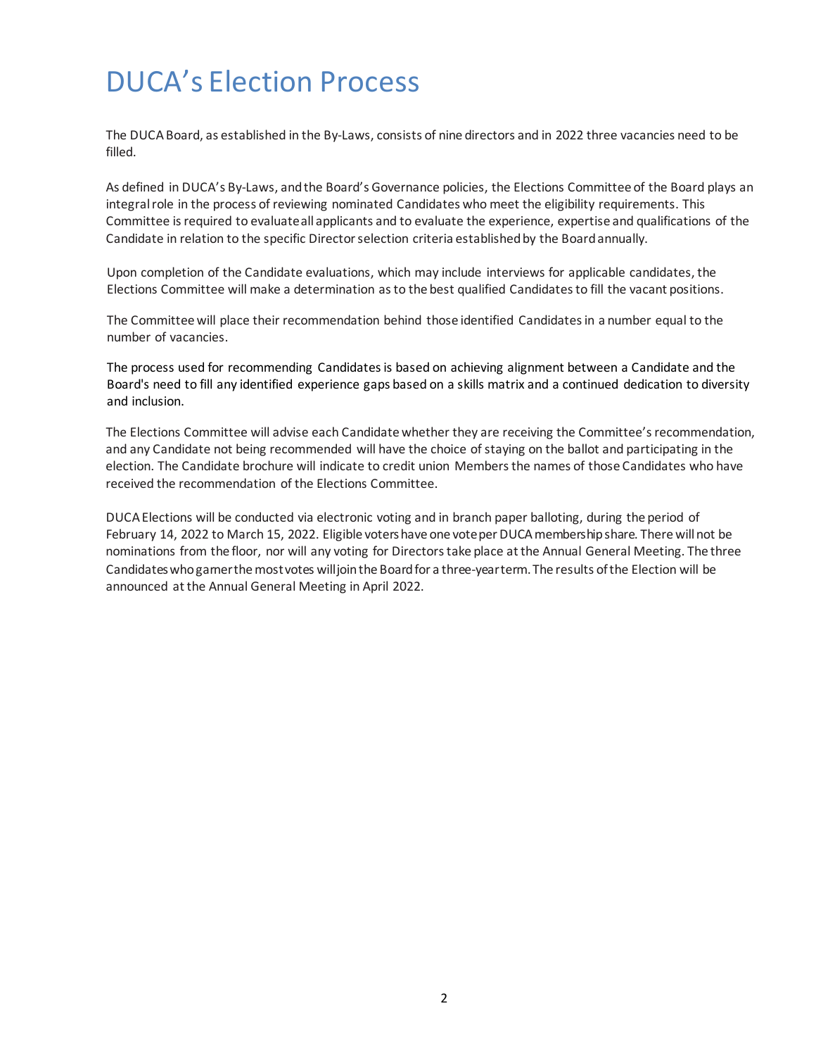# DUCA's Election Process

The DUCA Board, as established in the By-Laws, consists of nine directors and in 2022 three vacancies need to be filled.

As defined in DUCA's By-Laws, and the Board's Governance policies, the Elections Committee of the Board plays an integral role in the process of reviewing nominated Candidates who meet the eligibility requirements. This Committee is required to evaluate all applicants and to evaluate the experience, expertise and qualifications of the Candidate in relation to the specific Director selection criteria established by the Board annually.

Upon completion of the Candidate evaluations, which may include interviews for applicable candidates, the Elections Committee will make a determination as to the best qualified Candidates to fill the vacant positions.

The Committee will place their recommendation behind those identified Candidates in a number equal to the number of vacancies.

The process used for recommending Candidates is based on achieving alignment between a Candidate and the Board's need to fill any identified experience gaps based on a skills matrix and a continued dedication to diversity and inclusion.

The Elections Committee will advise each Candidate whether they are receiving the Committee's recommendation, and any Candidate not being recommended will have the choice of staying on the ballot and participating in the election. The Candidate brochure will indicate to credit union Members the names of those Candidates who have received the recommendation of the Elections Committee.

DUCA Elections will be conducted via electronic voting and in branch paper balloting, during the period of February 14, 2022 to March 15, 2022. Eligible voters have one vote per DUCA membership share. There will not be nominations from the floor, nor will any voting for Directors take place at the Annual General Meeting. The three Candidates who garner the most votes will join the Board for a three-year term. The results of the Election will be announced at the Annual General Meeting in April 2022.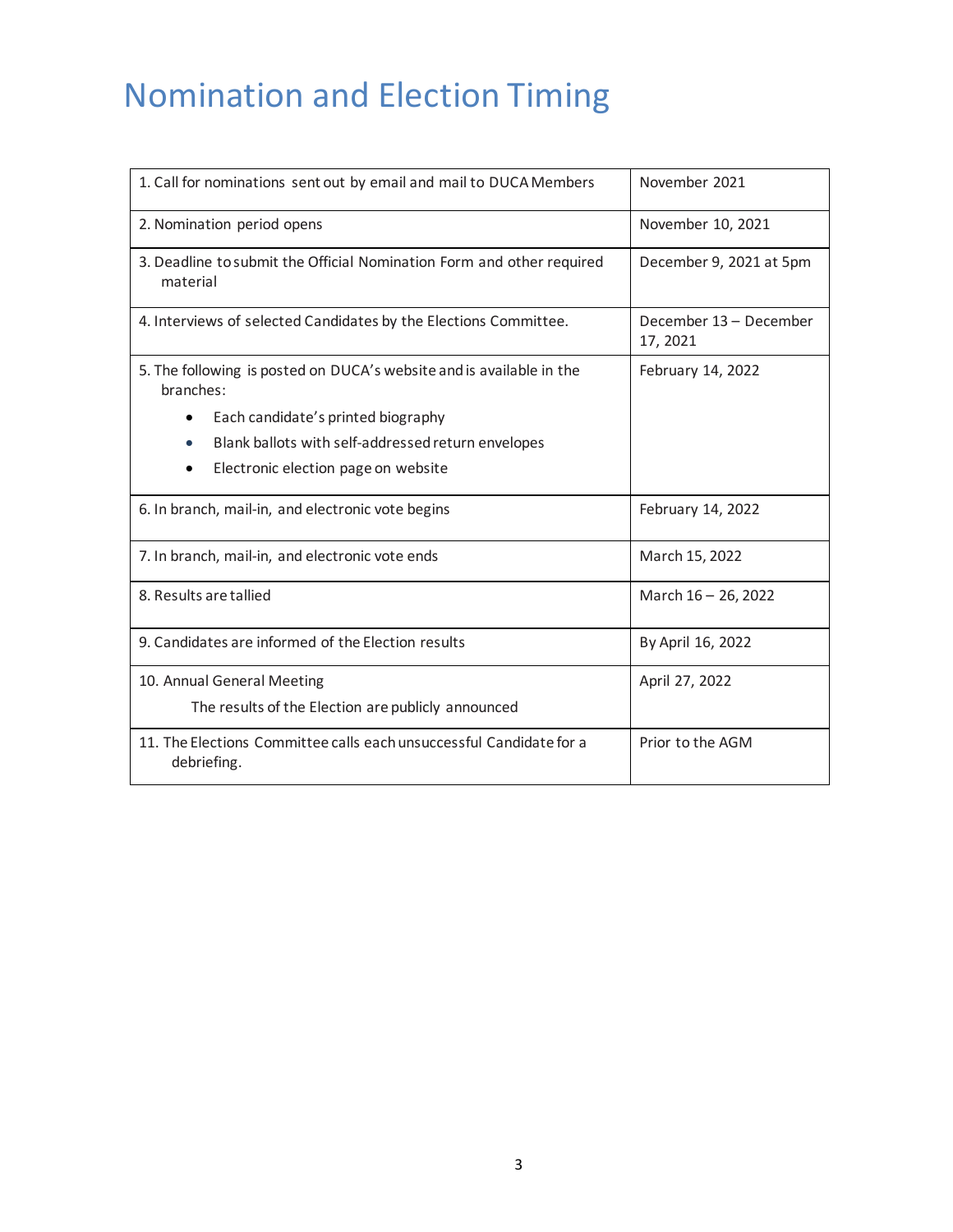# Nomination and Election Timing

| | |
|---|---|
| 1. Call for nominations sent out by email and mail to DUCA Members | November 2021 |
| 2. Nomination period opens | November 10, 2021 |
| 3. Deadline to submit the Official Nomination Form and other required material | December 9, 2021 at 5pm |
| 4. Interviews of selected Candidates by the Elections Committee. | December 13 – December 17, 2021 |
| 5. The following is posted on DUCA's website and is available in the branches:<br>• Each candidate's printed biography<br>• Blank ballots with self-addressed return envelopes<br>• Electronic election page on website | February 14, 2022 |
| 6. In branch, mail-in, and electronic vote begins | February 14, 2022 |
| 7. In branch, mail-in, and electronic vote ends | March 15, 2022 |
| 8. Results are tallied | March 16 – 26, 2022 |
| 9. Candidates are informed of the Election results | By April 16, 2022 |
| 10. Annual General Meeting<br>The results of the Election are publicly announced | April 27, 2022 |
| 11. The Elections Committee calls each unsuccessful Candidate for a debriefing. | Prior to the AGM |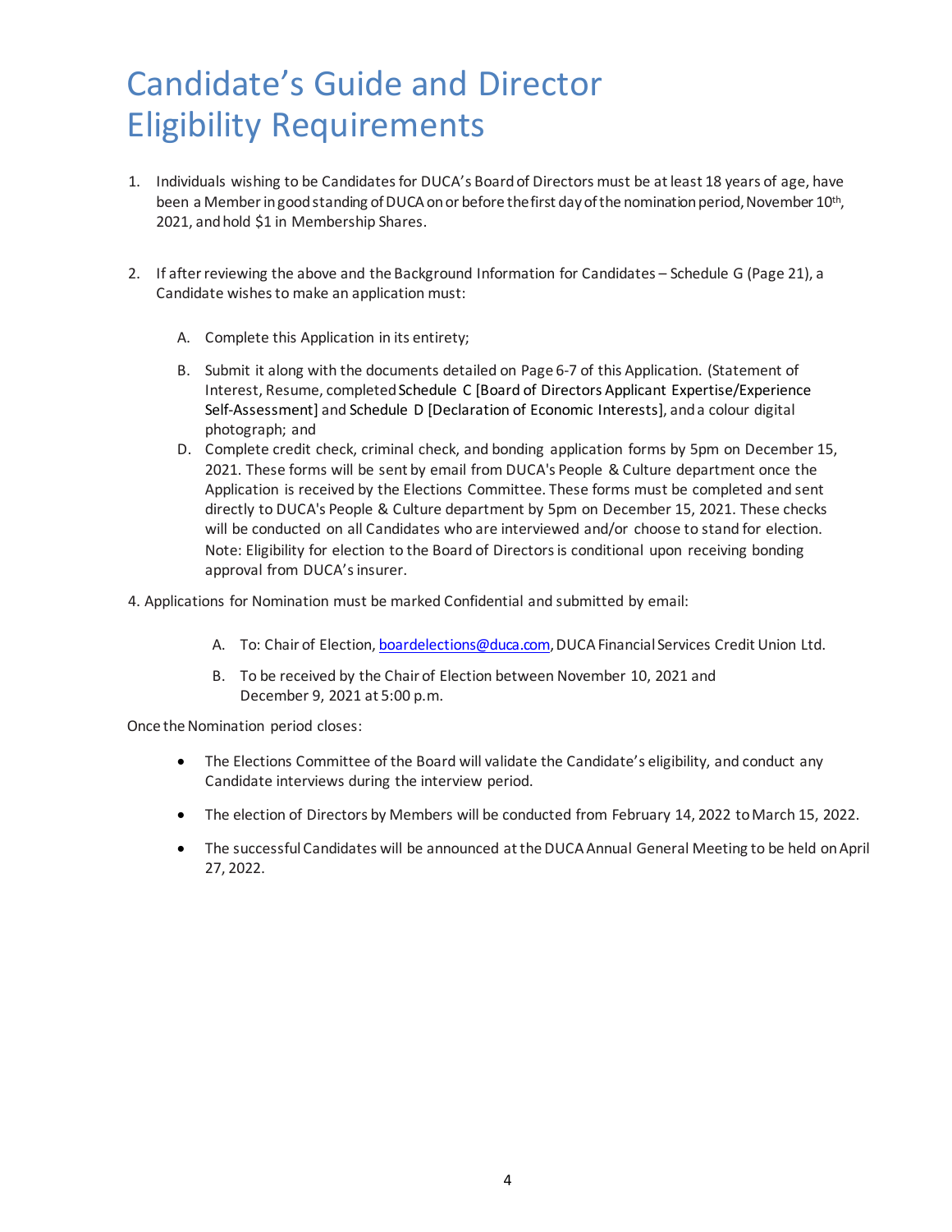# Candidate's Guide and Director Eligibility Requirements

1. Individuals wishing to be Candidates for DUCA's Board of Directors must be at least 18 years of age, have been a Member in good standing of DUCA on or before the first day of the nomination period, November 10th, 2021, and hold $1 in Membership Shares.

2. If after reviewing the above and the Background Information for Candidates – Schedule G (Page 21), a Candidate wishes to make an application must:

   A. Complete this Application in its entirety;

   B. Submit it along with the documents detailed on Page 6-7 of this Application. (Statement of Interest, Resume, completed Schedule C [Board of Directors Applicant Expertise/Experience Self-Assessment] and Schedule D [Declaration of Economic Interests], and a colour digital photograph; and

   D. Complete credit check, criminal check, and bonding application forms by 5pm on December 15, 2021. These forms will be sent by email from DUCA's People & Culture department once the Application is received by the Elections Committee. These forms must be completed and sent directly to DUCA's People & Culture department by 5pm on December 15, 2021. These checks will be conducted on all Candidates who are interviewed and/or choose to stand for election. Note: Eligibility for election to the Board of Directors is conditional upon receiving bonding approval from DUCA's insurer.

4. Applications for Nomination must be marked Confidential and submitted by email:

   A. To: Chair of Election, boardelections@duca.com, DUCA Financial Services Credit Union Ltd.

   B. To be received by the Chair of Election between November 10, 2021 and December 9, 2021 at 5:00 p.m.

Once the Nomination period closes:

- The Elections Committee of the Board will validate the Candidate's eligibility, and conduct any Candidate interviews during the interview period.
- The election of Directors by Members will be conducted from February 14, 2022 to March 15, 2022.
- The successful Candidates will be announced at the DUCA Annual General Meeting to be held on April 27, 2022.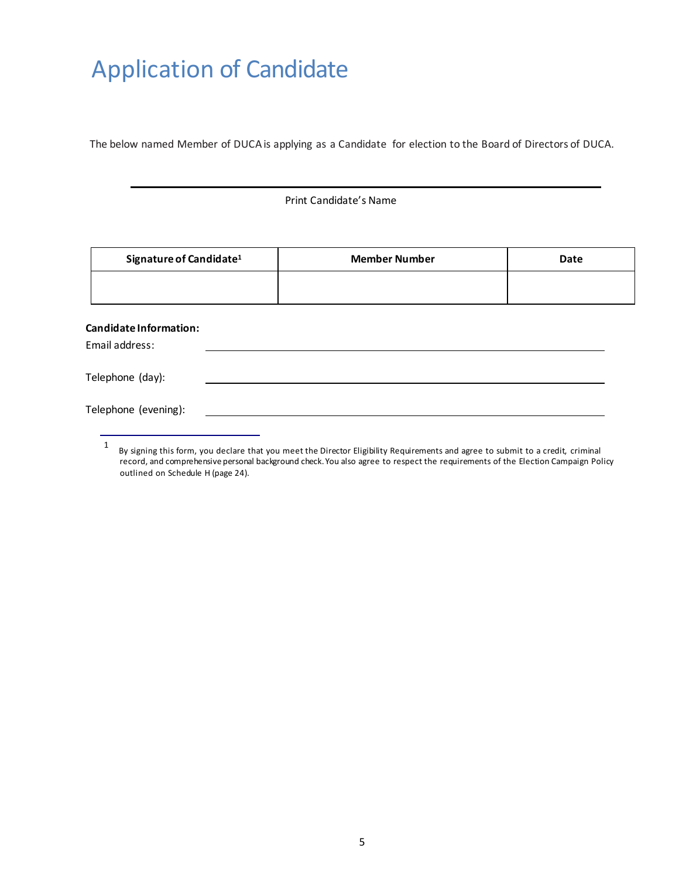# Application of Candidate

The below named Member of DUCA is applying as a Candidate for election to the Board of Directors of DUCA.

\_\_\_\_\_\_\_\_\_\_\_\_\_\_\_\_\_\_\_\_\_\_\_\_\_\_\_\_\_\_\_\_\_\_\_\_\_\_\_\_\_\_\_\_\_\_\_\_\_\_\_\_\_\_

Print Candidate's Name

| Signature of Candidate[1] | Member Number | Date |
| --- | --- | --- |
| | | |

**Candidate Information:**

Email address: \_\_\_\_\_\_\_\_\_\_\_\_\_\_\_\_\_\_\_\_\_\_\_\_\_\_\_\_\_\_\_\_\_\_\_\_\_\_\_\_\_\_\_\_

Telephone (day): \_\_\_\_\_\_\_\_\_\_\_\_\_\_\_\_\_\_\_\_\_\_\_\_\_\_\_\_\_\_\_\_\_\_\_\_\_\_\_\_\_\_\_\_

Telephone (evening): \_\_\_\_\_\_\_\_\_\_\_\_\_\_\_\_\_\_\_\_\_\_\_\_\_\_\_\_\_\_\_\_\_\_\_\_\_\_\_\_\_\_\_\_

---

[1] By signing this form, you declare that you meet the Director Eligibility Requirements and agree to submit to a credit, criminal record, and comprehensive personal background check. You also agree to respect the requirements of the Election Campaign Policy outlined on Schedule H (page 24).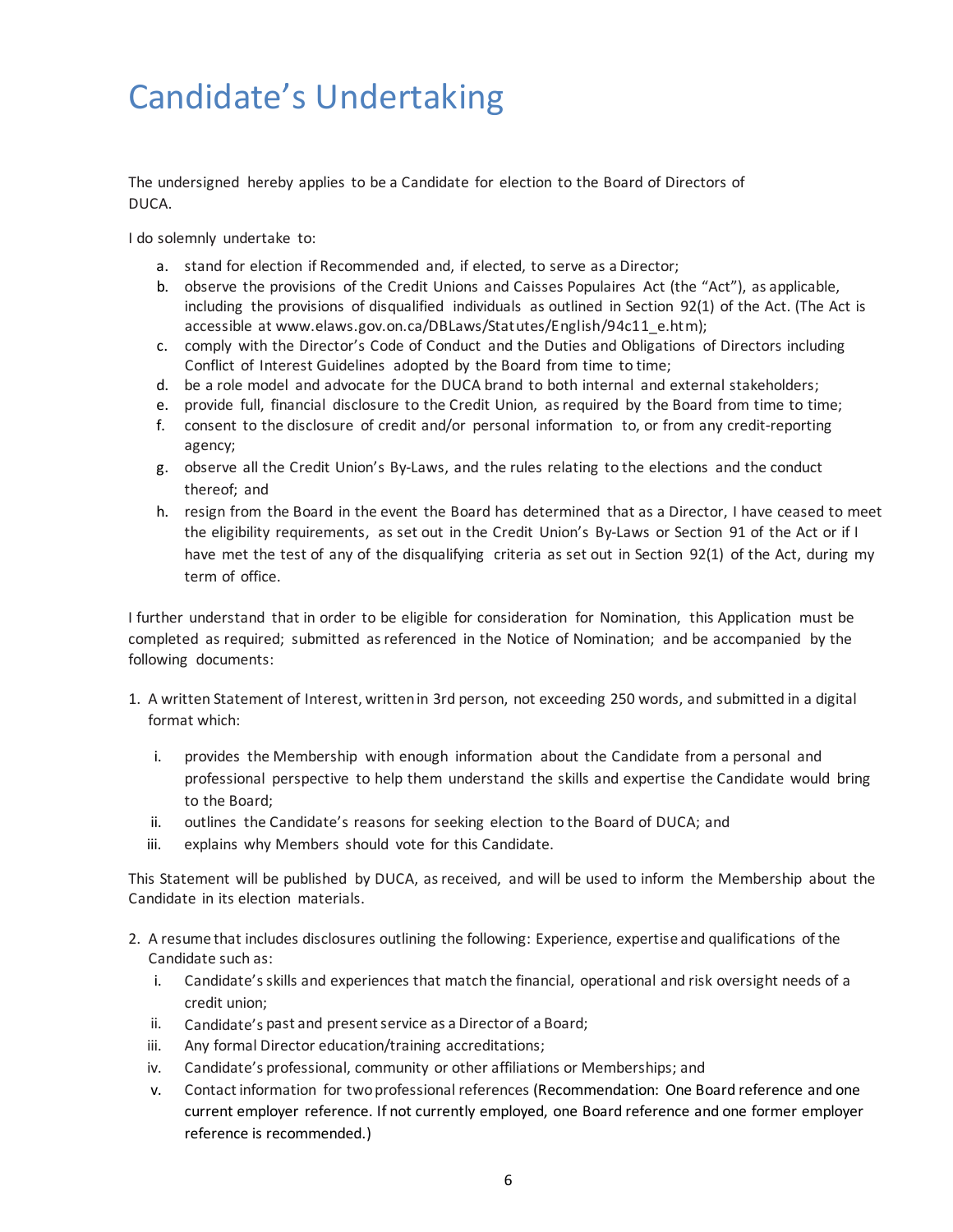# Candidate's Undertaking

The undersigned hereby applies to be a Candidate for election to the Board of Directors of DUCA.

I do solemnly undertake to:

a. stand for election if Recommended and, if elected, to serve as a Director;
b. observe the provisions of the Credit Unions and Caisses Populaires Act (the "Act"), as applicable, including the provisions of disqualified individuals as outlined in Section 92(1) of the Act. (The Act is accessible at www.elaws.gov.on.ca/DBLaws/Statutes/English/94c11_e.htm);
c. comply with the Director's Code of Conduct and the Duties and Obligations of Directors including Conflict of Interest Guidelines adopted by the Board from time to time;
d. be a role model and advocate for the DUCA brand to both internal and external stakeholders;
e. provide full, financial disclosure to the Credit Union, as required by the Board from time to time;
f. consent to the disclosure of credit and/or personal information to, or from any credit-reporting agency;
g. observe all the Credit Union's By-Laws, and the rules relating to the elections and the conduct thereof; and
h. resign from the Board in the event the Board has determined that as a Director, I have ceased to meet the eligibility requirements, as set out in the Credit Union's By-Laws or Section 91 of the Act or if I have met the test of any of the disqualifying criteria as set out in Section 92(1) of the Act, during my term of office.

I further understand that in order to be eligible for consideration for Nomination, this Application must be completed as required; submitted as referenced in the Notice of Nomination; and be accompanied by the following documents:

1. A written Statement of Interest, written in 3rd person, not exceeding 250 words, and submitted in a digital format which:

   i. provides the Membership with enough information about the Candidate from a personal and professional perspective to help them understand the skills and expertise the Candidate would bring to the Board;
   ii. outlines the Candidate's reasons for seeking election to the Board of DUCA; and
   iii. explains why Members should vote for this Candidate.

This Statement will be published by DUCA, as received, and will be used to inform the Membership about the Candidate in its election materials.

2. A resume that includes disclosures outlining the following: Experience, expertise and qualifications of the Candidate such as:
   i. Candidate's skills and experiences that match the financial, operational and risk oversight needs of a credit union;
   ii. Candidate's past and present service as a Director of a Board;
   iii. Any formal Director education/training accreditations;
   iv. Candidate's professional, community or other affiliations or Memberships; and
   v. Contact information for two professional references (Recommendation: One Board reference and one current employer reference. If not currently employed, one Board reference and one former employer reference is recommended.)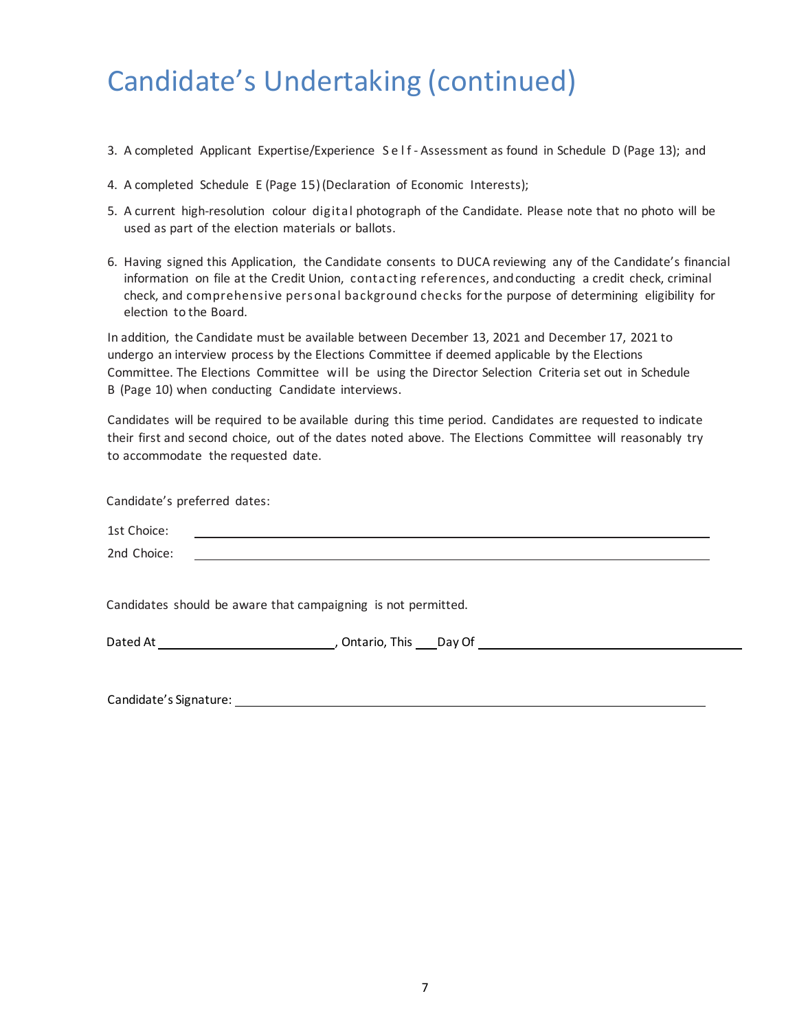# Candidate's Undertaking (continued)

3. A completed Applicant Expertise/Experience Self-Assessment as found in Schedule D (Page 13); and

4. A completed Schedule E (Page 15) (Declaration of Economic Interests);

5. A current high-resolution colour digital photograph of the Candidate. Please note that no photo will be used as part of the election materials or ballots.

6. Having signed this Application, the Candidate consents to DUCA reviewing any of the Candidate's financial information on file at the Credit Union, contacting references, and conducting a credit check, criminal check, and comprehensive personal background checks for the purpose of determining eligibility for election to the Board.

In addition, the Candidate must be available between December 13, 2021 and December 17, 2021 to undergo an interview process by the Elections Committee if deemed applicable by the Elections Committee. The Elections Committee will be using the Director Selection Criteria set out in Schedule B (Page 10) when conducting Candidate interviews.

Candidates will be required to be available during this time period. Candidates are requested to indicate their first and second choice, out of the dates noted above. The Elections Committee will reasonably try to accommodate the requested date.

Candidate's preferred dates:

1st Choice: ______________________________

2nd Choice: ______________________________

Candidates should be aware that campaigning is not permitted.

Dated At ____________________, Ontario, This ___ Day Of ______________________________

Candidate's Signature: ______________________________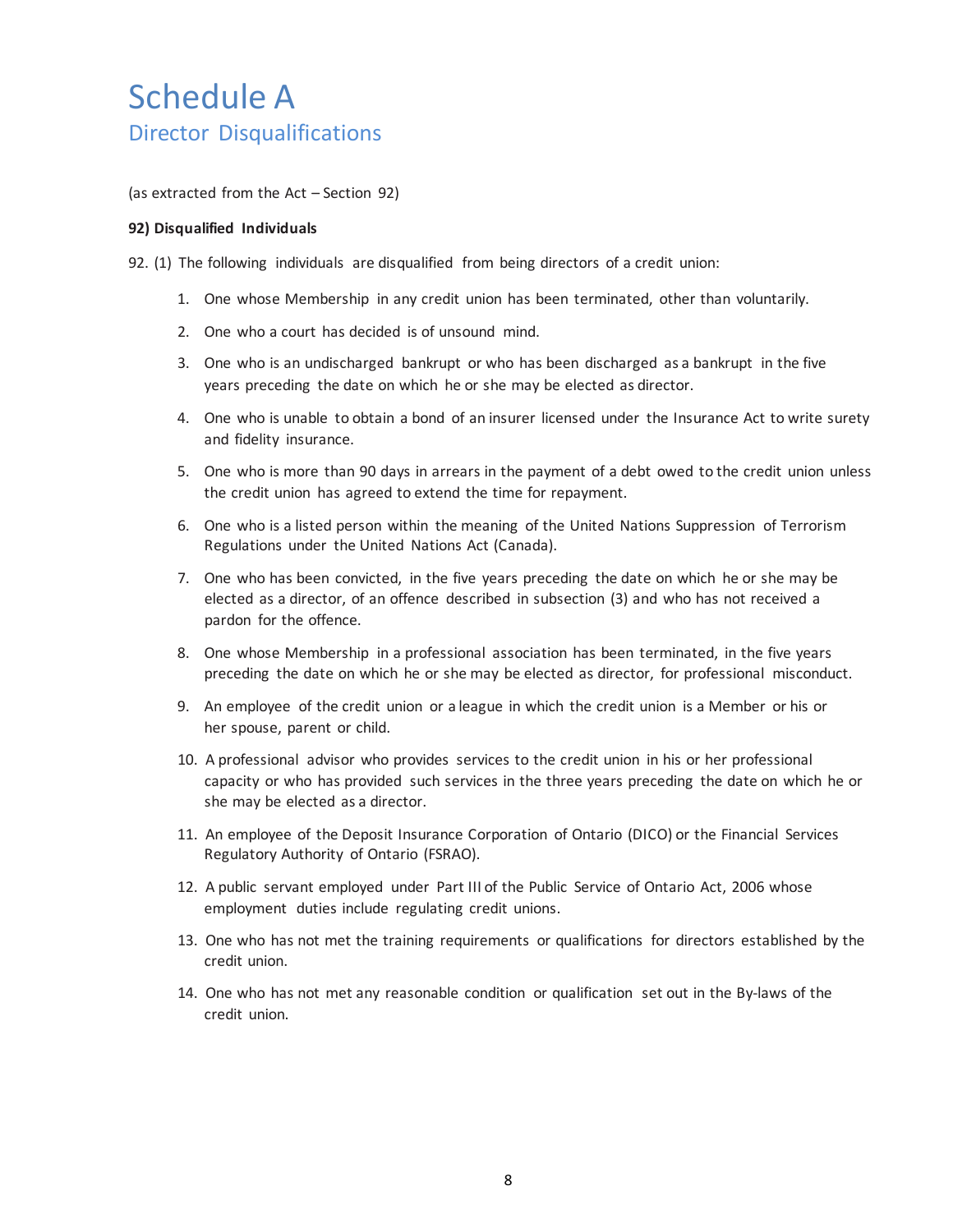# Schedule A

## Director Disqualifications

(as extracted from the Act – Section 92)

**92) Disqualified Individuals**

92. (1) The following individuals are disqualified from being directors of a credit union:

1. One whose Membership in any credit union has been terminated, other than voluntarily.
2. One who a court has decided is of unsound mind.
3. One who is an undischarged bankrupt or who has been discharged as a bankrupt in the five years preceding the date on which he or she may be elected as director.
4. One who is unable to obtain a bond of an insurer licensed under the Insurance Act to write surety and fidelity insurance.
5. One who is more than 90 days in arrears in the payment of a debt owed to the credit union unless the credit union has agreed to extend the time for repayment.
6. One who is a listed person within the meaning of the United Nations Suppression of Terrorism Regulations under the United Nations Act (Canada).
7. One who has been convicted, in the five years preceding the date on which he or she may be elected as a director, of an offence described in subsection (3) and who has not received a pardon for the offence.
8. One whose Membership in a professional association has been terminated, in the five years preceding the date on which he or she may be elected as director, for professional misconduct.
9. An employee of the credit union or a league in which the credit union is a Member or his or her spouse, parent or child.
10. A professional advisor who provides services to the credit union in his or her professional capacity or who has provided such services in the three years preceding the date on which he or she may be elected as a director.
11. An employee of the Deposit Insurance Corporation of Ontario (DICO) or the Financial Services Regulatory Authority of Ontario (FSRAO).
12. A public servant employed under Part III of the Public Service of Ontario Act, 2006 whose employment duties include regulating credit unions.
13. One who has not met the training requirements or qualifications for directors established by the credit union.
14. One who has not met any reasonable condition or qualification set out in the By-laws of the credit union.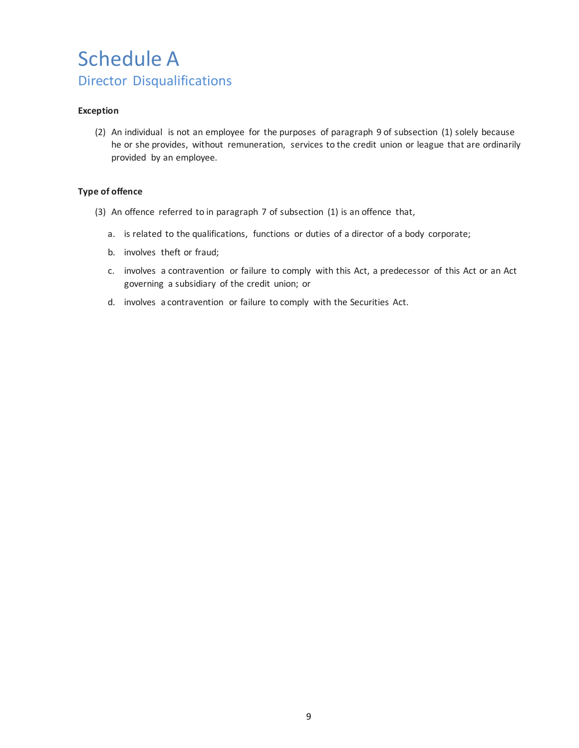# Schedule A

## Director Disqualifications

**Exception**

(2) An individual is not an employee for the purposes of paragraph 9 of subsection (1) solely because he or she provides, without remuneration, services to the credit union or league that are ordinarily provided by an employee.

**Type of offence**

(3) An offence referred to in paragraph 7 of subsection (1) is an offence that,

a. is related to the qualifications, functions or duties of a director of a body corporate;

b. involves theft or fraud;

c. involves a contravention or failure to comply with this Act, a predecessor of this Act or an Act governing a subsidiary of the credit union; or

d. involves a contravention or failure to comply with the Securities Act.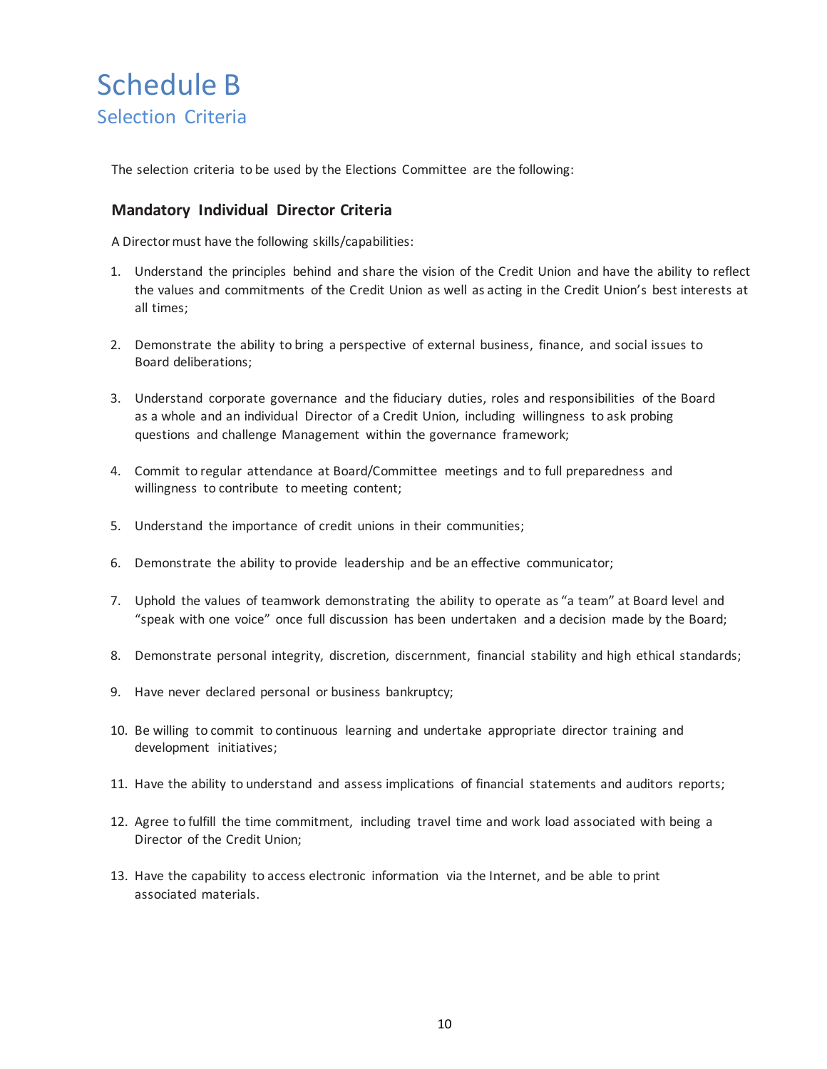# Schedule B

## Selection Criteria

The selection criteria to be used by the Elections Committee are the following:

### Mandatory Individual Director Criteria

A Director must have the following skills/capabilities:

1. Understand the principles behind and share the vision of the Credit Union and have the ability to reflect the values and commitments of the Credit Union as well as acting in the Credit Union's best interests at all times;

2. Demonstrate the ability to bring a perspective of external business, finance, and social issues to Board deliberations;

3. Understand corporate governance and the fiduciary duties, roles and responsibilities of the Board as a whole and an individual Director of a Credit Union, including willingness to ask probing questions and challenge Management within the governance framework;

4. Commit to regular attendance at Board/Committee meetings and to full preparedness and willingness to contribute to meeting content;

5. Understand the importance of credit unions in their communities;

6. Demonstrate the ability to provide leadership and be an effective communicator;

7. Uphold the values of teamwork demonstrating the ability to operate as "a team" at Board level and "speak with one voice" once full discussion has been undertaken and a decision made by the Board;

8. Demonstrate personal integrity, discretion, discernment, financial stability and high ethical standards;

9. Have never declared personal or business bankruptcy;

10. Be willing to commit to continuous learning and undertake appropriate director training and development initiatives;

11. Have the ability to understand and assess implications of financial statements and auditors reports;

12. Agree to fulfill the time commitment, including travel time and work load associated with being a Director of the Credit Union;

13. Have the capability to access electronic information via the Internet, and be able to print associated materials.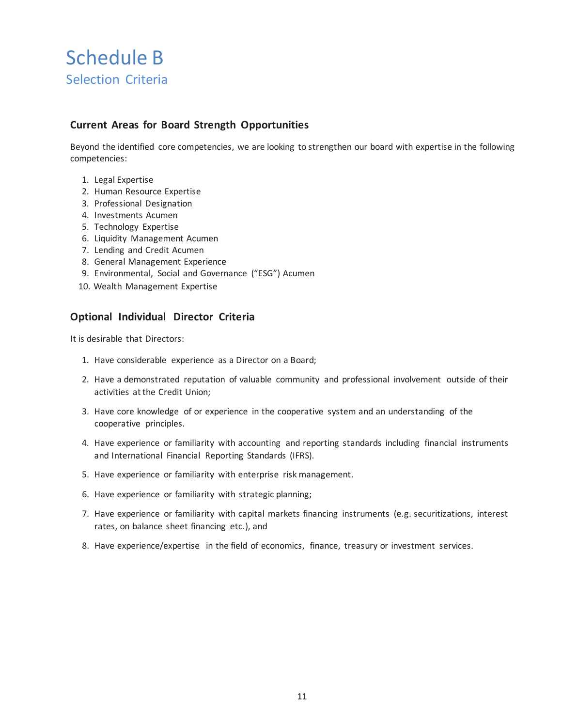# Schedule B

## Selection Criteria

### Current Areas for Board Strength Opportunities

Beyond the identified core competencies, we are looking to strengthen our board with expertise in the following competencies:

1. Legal Expertise
2. Human Resource Expertise
3. Professional Designation
4. Investments Acumen
5. Technology Expertise
6. Liquidity Management Acumen
7. Lending and Credit Acumen
8. General Management Experience
9. Environmental, Social and Governance ("ESG") Acumen
10. Wealth Management Expertise

### Optional Individual Director Criteria

It is desirable that Directors:

1. Have considerable experience as a Director on a Board;
2. Have a demonstrated reputation of valuable community and professional involvement outside of their activities at the Credit Union;
3. Have core knowledge of or experience in the cooperative system and an understanding of the cooperative principles.
4. Have experience or familiarity with accounting and reporting standards including financial instruments and International Financial Reporting Standards (IFRS).
5. Have experience or familiarity with enterprise risk management.
6. Have experience or familiarity with strategic planning;
7. Have experience or familiarity with capital markets financing instruments (e.g. securitizations, interest rates, on balance sheet financing etc.), and
8. Have experience/expertise in the field of economics, finance, treasury or investment services.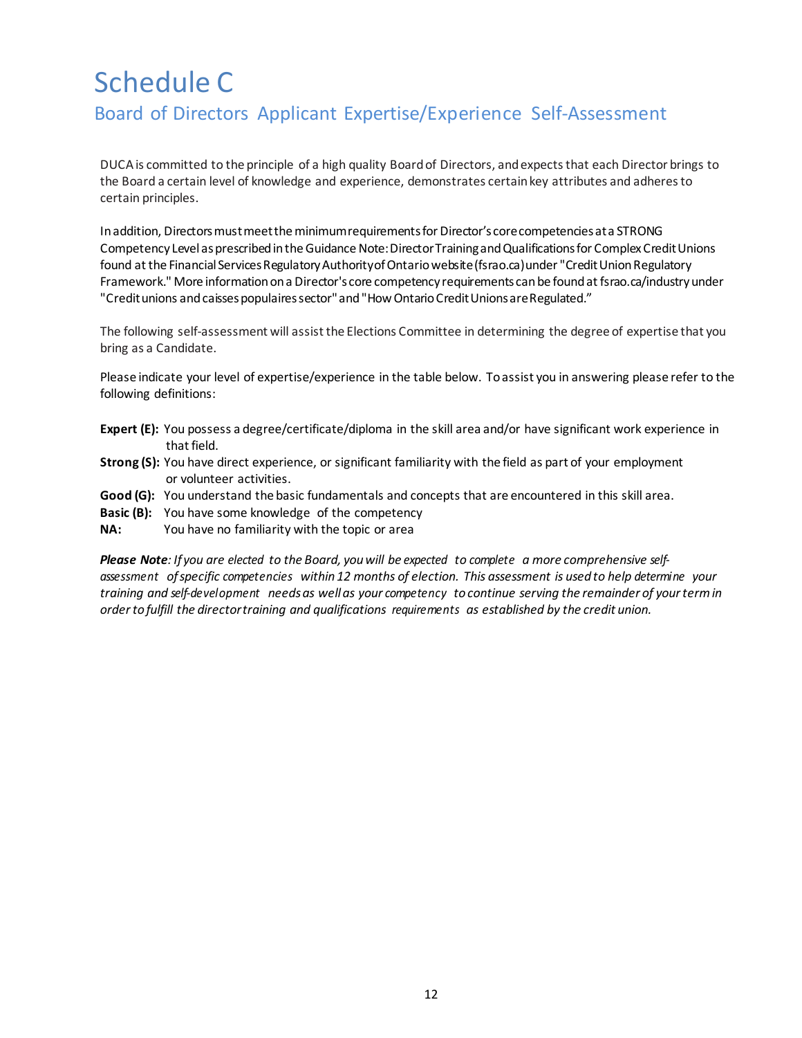# Schedule C

## Board of Directors Applicant Expertise/Experience Self-Assessment

DUCA is committed to the principle of a high quality Board of Directors, and expects that each Director brings to the Board a certain level of knowledge and experience, demonstrates certain key attributes and adheres to certain principles.

In addition, Directors must meet the minimum requirements for Director's core competencies at a STRONG Competency Level as prescribed in the Guidance Note: Director Training and Qualifications for Complex Credit Unions found at the Financial Services Regulatory Authority of Ontario website (fsrao.ca) under "Credit Union Regulatory Framework." More information on a Director's core competency requirements can be found at fsrao.ca/industry under "Credit unions and caisses populaires sector" and "How Ontario Credit Unions are Regulated."

The following self-assessment will assist the Elections Committee in determining the degree of expertise that you bring as a Candidate.

Please indicate your level of expertise/experience in the table below. To assist you in answering please refer to the following definitions:

**Expert (E):** You possess a degree/certificate/diploma in the skill area and/or have significant work experience in that field.

**Strong (S):** You have direct experience, or significant familiarity with the field as part of your employment or volunteer activities.

**Good (G):** You understand the basic fundamentals and concepts that are encountered in this skill area.

**Basic (B):** You have some knowledge of the competency

**NA:** You have no familiarity with the topic or area

***Please Note**: If you are elected to the Board, you will be expected to complete a more comprehensive self-assessment of specific competencies within 12 months of election. This assessment is used to help determine your training and self-development needs as well as your competency to continue serving the remainder of your term in order to fulfill the director training and qualifications requirements as established by the credit union.*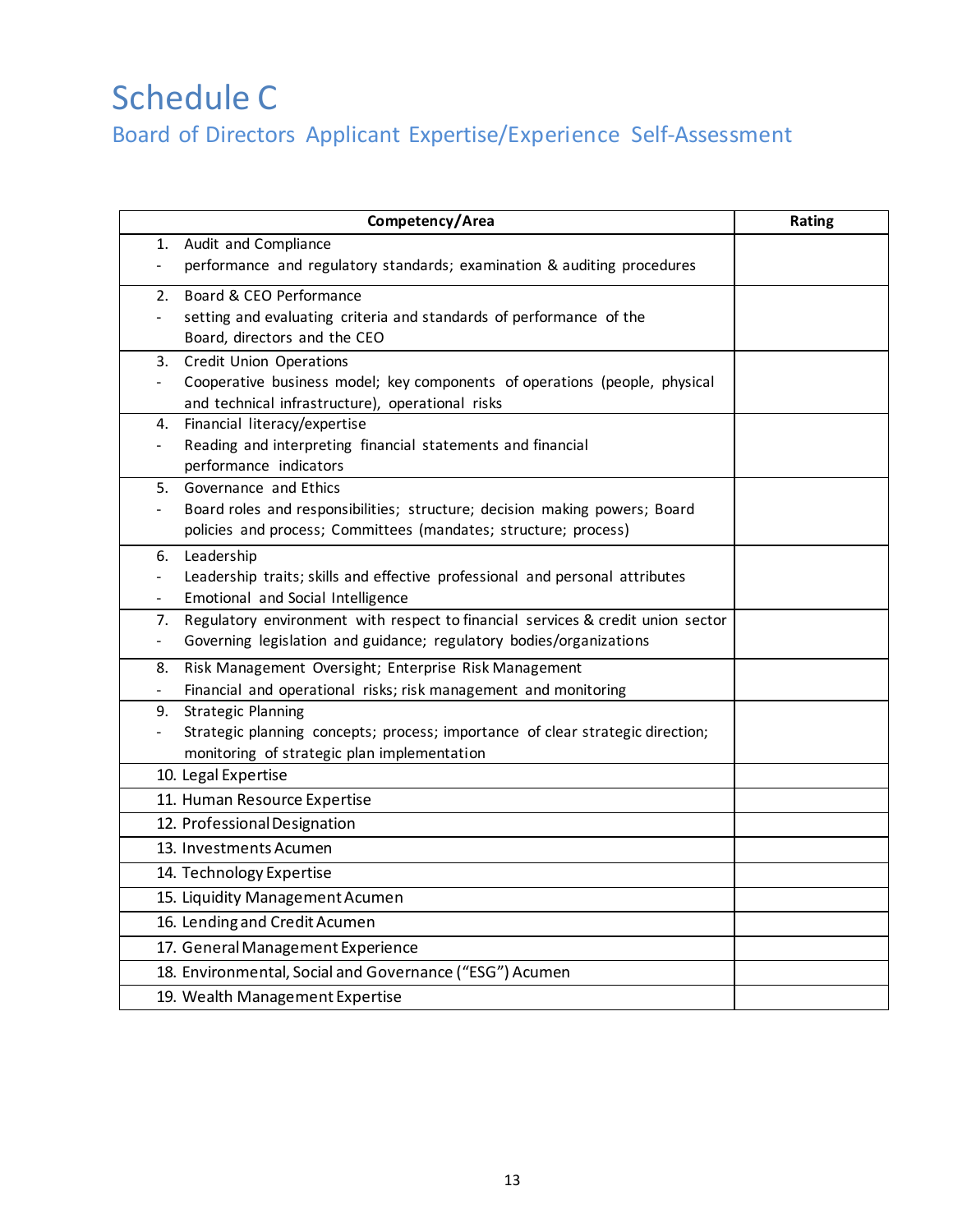# Schedule C

## Board of Directors Applicant Expertise/Experience Self-Assessment

| Competency/Area | Rating |
|---|---|
| 1. Audit and Compliance<br>- performance and regulatory standards; examination & auditing procedures | |
| 2. Board & CEO Performance<br>- setting and evaluating criteria and standards of performance of the Board, directors and the CEO | |
| 3. Credit Union Operations<br>- Cooperative business model; key components of operations (people, physical and technical infrastructure), operational risks | |
| 4. Financial literacy/expertise<br>- Reading and interpreting financial statements and financial performance indicators | |
| 5. Governance and Ethics<br>- Board roles and responsibilities; structure; decision making powers; Board policies and process; Committees (mandates; structure; process) | |
| 6. Leadership<br>- Leadership traits; skills and effective professional and personal attributes<br>- Emotional and Social Intelligence | |
| 7. Regulatory environment with respect to financial services & credit union sector<br>- Governing legislation and guidance; regulatory bodies/organizations | |
| 8. Risk Management Oversight; Enterprise Risk Management<br>- Financial and operational risks; risk management and monitoring | |
| 9. Strategic Planning<br>- Strategic planning concepts; process; importance of clear strategic direction; monitoring of strategic plan implementation | |
| 10. Legal Expertise | |
| 11. Human Resource Expertise | |
| 12. Professional Designation | |
| 13. Investments Acumen | |
| 14. Technology Expertise | |
| 15. Liquidity Management Acumen | |
| 16. Lending and Credit Acumen | |
| 17. General Management Experience | |
| 18. Environmental, Social and Governance ("ESG") Acumen | |
| 19. Wealth Management Expertise | |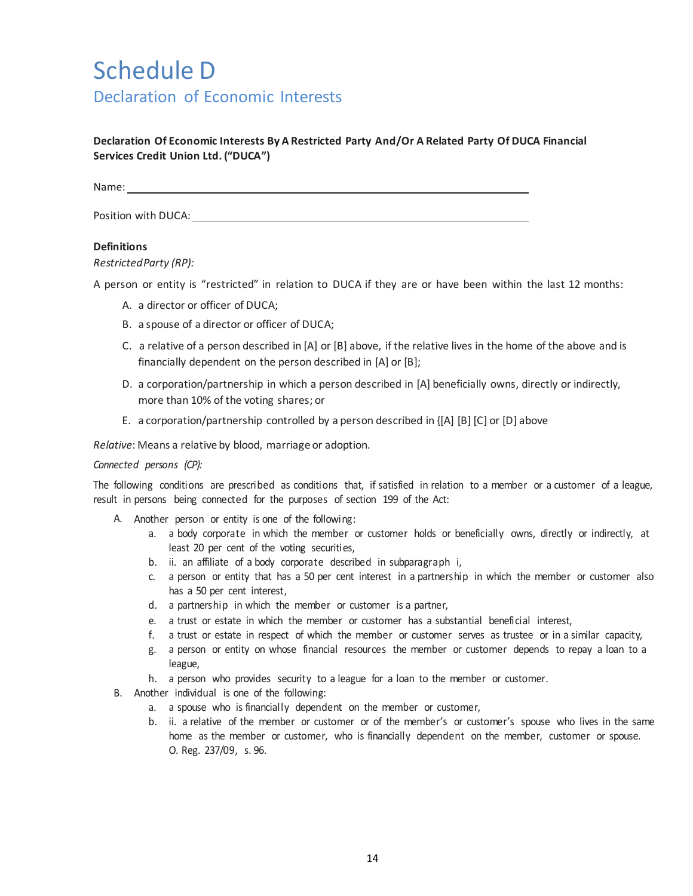# Schedule D

## Declaration of Economic Interests

**Declaration Of Economic Interests By A Restricted Party And/Or A Related Party Of DUCA Financial Services Credit Union Ltd. ("DUCA")**

Name: ______________________________________________

Position with DUCA: ______________________________________

**Definitions**

*RestrictedParty (RP):*

A person or entity is "restricted" in relation to DUCA if they are or have been within the last 12 months:

A. a director or officer of DUCA;
B. a spouse of a director or officer of DUCA;
C. a relative of a person described in [A] or [B] above, if the relative lives in the home of the above and is financially dependent on the person described in [A] or [B];
D. a corporation/partnership in which a person described in [A] beneficially owns, directly or indirectly, more than 10% of the voting shares; or
E. a corporation/partnership controlled by a person described in {[A] [B] [C] or [D] above

*Relative*: Means a relative by blood, marriage or adoption.

*Connected persons (CP):*

The following conditions are prescribed as conditions that, if satisfied in relation to a member or a customer of a league, result in persons being connected for the purposes of section 199 of the Act:

A. Another person or entity is one of the following:
   a. a body corporate in which the member or customer holds or beneficially owns, directly or indirectly, at least 20 per cent of the voting securities,
   b. ii. an affiliate of a body corporate described in subparagraph i,
   c. a person or entity that has a 50 per cent interest in a partnership in which the member or customer also has a 50 per cent interest,
   d. a partnership in which the member or customer is a partner,
   e. a trust or estate in which the member or customer has a substantial beneficial interest,
   f. a trust or estate in respect of which the member or customer serves as trustee or in a similar capacity,
   g. a person or entity on whose financial resources the member or customer depends to repay a loan to a league,
   h. a person who provides security to a league for a loan to the member or customer.
B. Another individual is one of the following:
   a. a spouse who is financially dependent on the member or customer,
   b. ii. a relative of the member or customer or of the member's or customer's spouse who lives in the same home as the member or customer, who is financially dependent on the member, customer or spouse. O. Reg. 237/09, s. 96.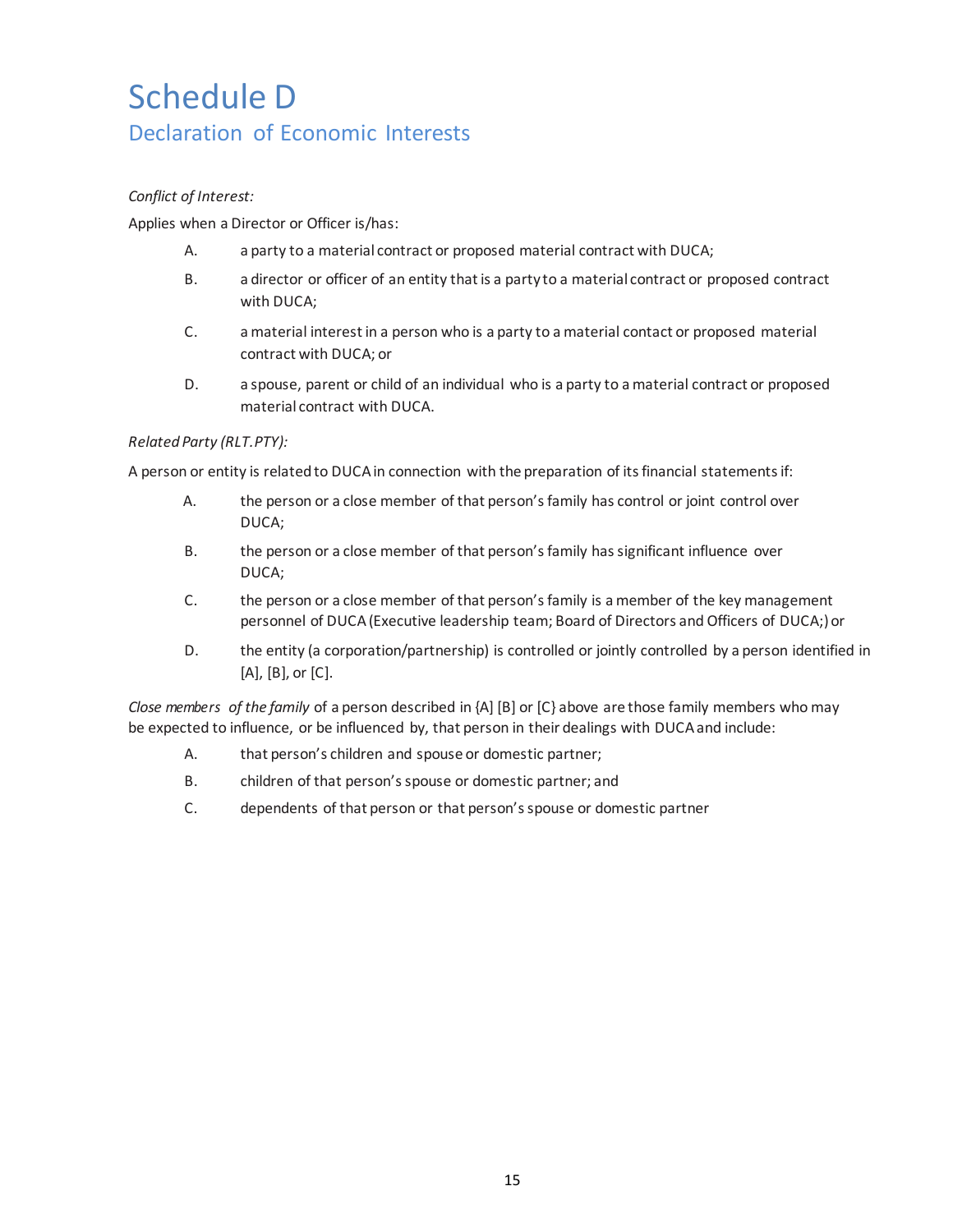# Schedule D

## Declaration of Economic Interests

*Conflict of Interest:*

Applies when a Director or Officer is/has:

A. a party to a material contract or proposed material contract with DUCA;

B. a director or officer of an entity that is a party to a material contract or proposed contract with DUCA;

C. a material interest in a person who is a party to a material contact or proposed material contract with DUCA; or

D. a spouse, parent or child of an individual who is a party to a material contract or proposed material contract with DUCA.

*Related Party (RLT.PTY):*

A person or entity is related to DUCA in connection with the preparation of its financial statements if:

A. the person or a close member of that person's family has control or joint control over DUCA;

B. the person or a close member of that person's family has significant influence over DUCA;

C. the person or a close member of that person's family is a member of the key management personnel of DUCA (Executive leadership team; Board of Directors and Officers of DUCA;) or

D. the entity (a corporation/partnership) is controlled or jointly controlled by a person identified in [A], [B], or [C].

*Close members of the family* of a person described in {A] [B] or [C} above are those family members who may be expected to influence, or be influenced by, that person in their dealings with DUCA and include:

A. that person's children and spouse or domestic partner;

B. children of that person's spouse or domestic partner; and

C. dependents of that person or that person's spouse or domestic partner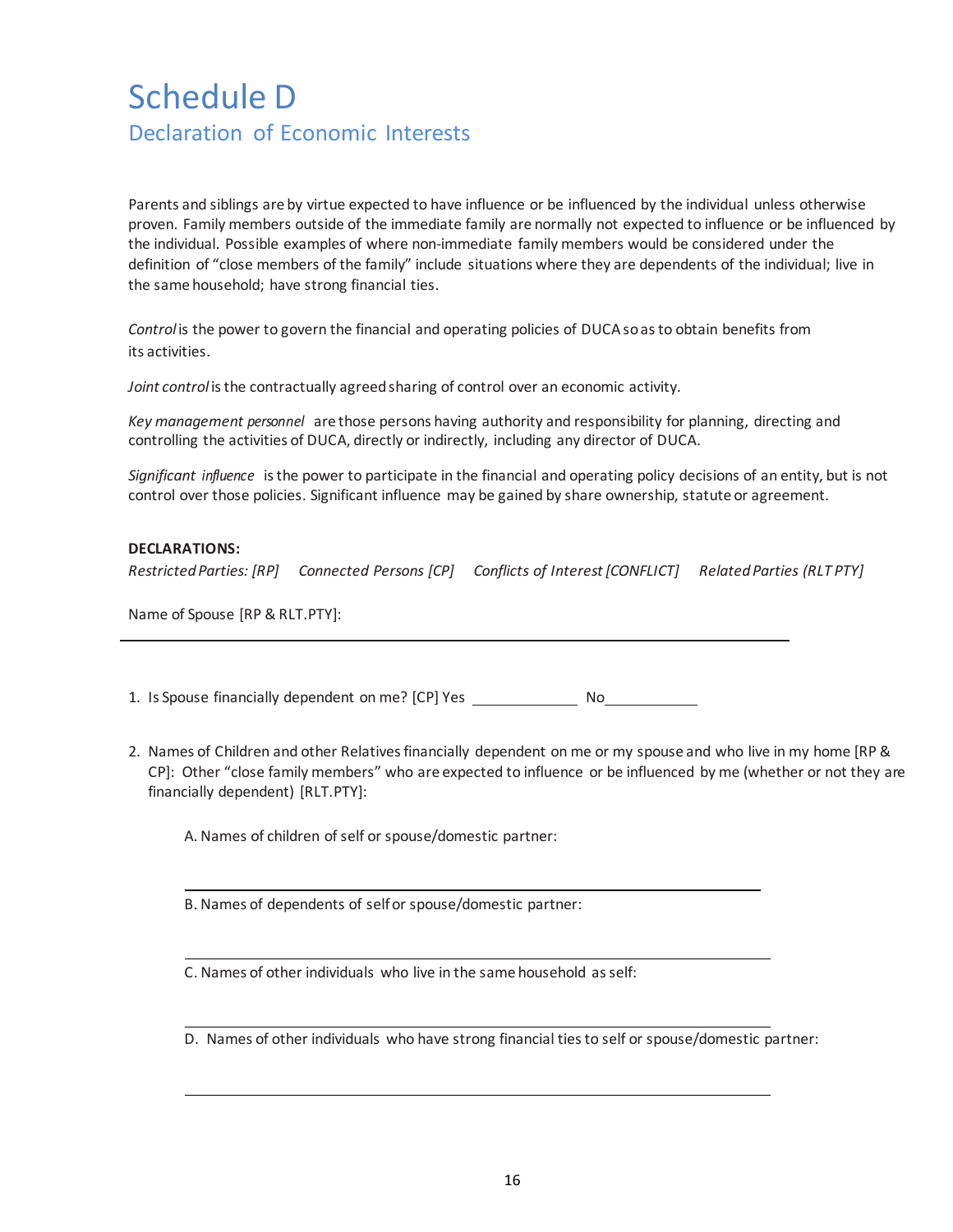# Schedule D

## Declaration of Economic Interests

Parents and siblings are by virtue expected to have influence or be influenced by the individual unless otherwise proven. Family members outside of the immediate family are normally not expected to influence or be influenced by the individual. Possible examples of where non-immediate family members would be considered under the definition of "close members of the family" include situations where they are dependents of the individual; live in the same household; have strong financial ties.

*Control* is the power to govern the financial and operating policies of DUCA so as to obtain benefits from its activities.

*Joint control* is the contractually agreed sharing of control over an economic activity.

*Key management personnel* are those persons having authority and responsibility for planning, directing and controlling the activities of DUCA, directly or indirectly, including any director of DUCA.

*Significant influence* is the power to participate in the financial and operating policy decisions of an entity, but is not control over those policies. Significant influence may be gained by share ownership, statute or agreement.

**DECLARATIONS:**

*Restricted Parties: [RP]* *Connected Persons [CP]* *Conflicts of Interest [CONFLICT]* *Related Parties (RLT PTY)*

Name of Spouse [RP & RLT.PTY]:

______________________________________________________________

1. Is Spouse financially dependent on me? [CP] Yes ____________ No___________

2. Names of Children and other Relatives financially dependent on me or my spouse and who live in my home [RP & CP]: Other "close family members" who are expected to influence or be influenced by me (whether or not they are financially dependent) [RLT.PTY]:

   A. Names of children of self or spouse/domestic partner:

   ______________________________________________________________

   B. Names of dependents of self or spouse/domestic partner:

   ______________________________________________________________

   C. Names of other individuals who live in the same household as self:

   ______________________________________________________________

   D. Names of other individuals who have strong financial ties to self or spouse/domestic partner:

   ______________________________________________________________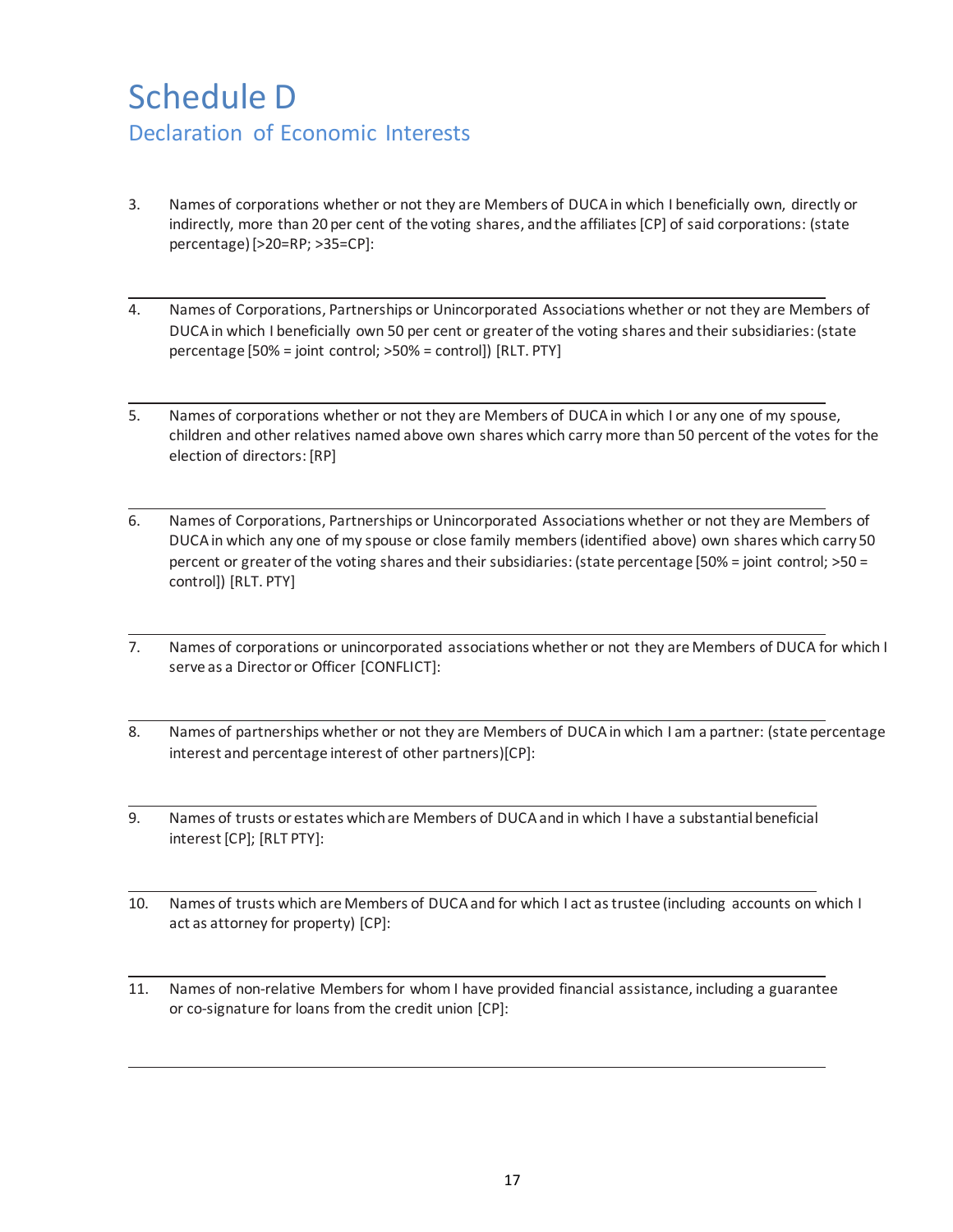# Schedule D

## Declaration of Economic Interests

3. Names of corporations whether or not they are Members of DUCA in which I beneficially own, directly or indirectly, more than 20 per cent of the voting shares, and the affiliates [CP] of said corporations: (state percentage) [>20=RP; >35=CP]:

---

4. Names of Corporations, Partnerships or Unincorporated Associations whether or not they are Members of DUCA in which I beneficially own 50 per cent or greater of the voting shares and their subsidiaries: (state percentage [50% = joint control; >50% = control]) [RLT. PTY]

---

5. Names of corporations whether or not they are Members of DUCA in which I or any one of my spouse, children and other relatives named above own shares which carry more than 50 percent of the votes for the election of directors: [RP]

---

6. Names of Corporations, Partnerships or Unincorporated Associations whether or not they are Members of DUCA in which any one of my spouse or close family members (identified above) own shares which carry 50 percent or greater of the voting shares and their subsidiaries: (state percentage [50% = joint control; >50 = control]) [RLT. PTY]

---

7. Names of corporations or unincorporated associations whether or not they are Members of DUCA for which I serve as a Director or Officer [CONFLICT]:

---

8. Names of partnerships whether or not they are Members of DUCA in which I am a partner: (state percentage interest and percentage interest of other partners)[CP]:

---

9. Names of trusts or estates which are Members of DUCA and in which I have a substantial beneficial interest [CP]; [RLT PTY]:

---

10. Names of trusts which are Members of DUCA and for which I act as trustee (including accounts on which I act as attorney for property) [CP]:

---

11. Names of non-relative Members for whom I have provided financial assistance, including a guarantee or co-signature for loans from the credit union [CP]:

---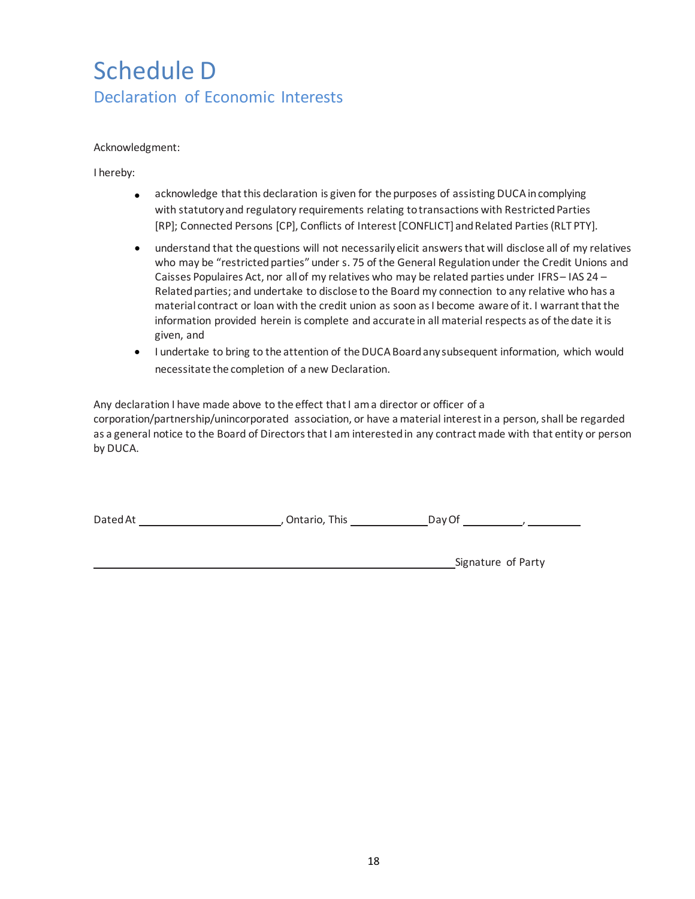# Schedule D

## Declaration of Economic Interests

Acknowledgment:

I hereby:

- acknowledge that this declaration is given for the purposes of assisting DUCA in complying with statutory and regulatory requirements relating to transactions with Restricted Parties [RP]; Connected Persons [CP], Conflicts of Interest [CONFLICT] and Related Parties (RLT PTY].
- understand that the questions will not necessarily elicit answers that will disclose all of my relatives who may be "restricted parties" under s. 75 of the General Regulation under the Credit Unions and Caisses Populaires Act, nor all of my relatives who may be related parties under IFRS – IAS 24 – Related parties; and undertake to disclose to the Board my connection to any relative who has a material contract or loan with the credit union as soon as I become aware of it. I warrant that the information provided herein is complete and accurate in all material respects as of the date it is given, and
- I undertake to bring to the attention of the DUCA Board any subsequent information, which would necessitate the completion of a new Declaration.

Any declaration I have made above to the effect that I am a director or officer of a corporation/partnership/unincorporated association, or have a material interest in a person, shall be regarded as a general notice to the Board of Directors that I am interested in any contract made with that entity or person by DUCA.

Dated At ________________________, Ontario, This ____________ Day Of __________, _________

____________________________________________________________ Signature of Party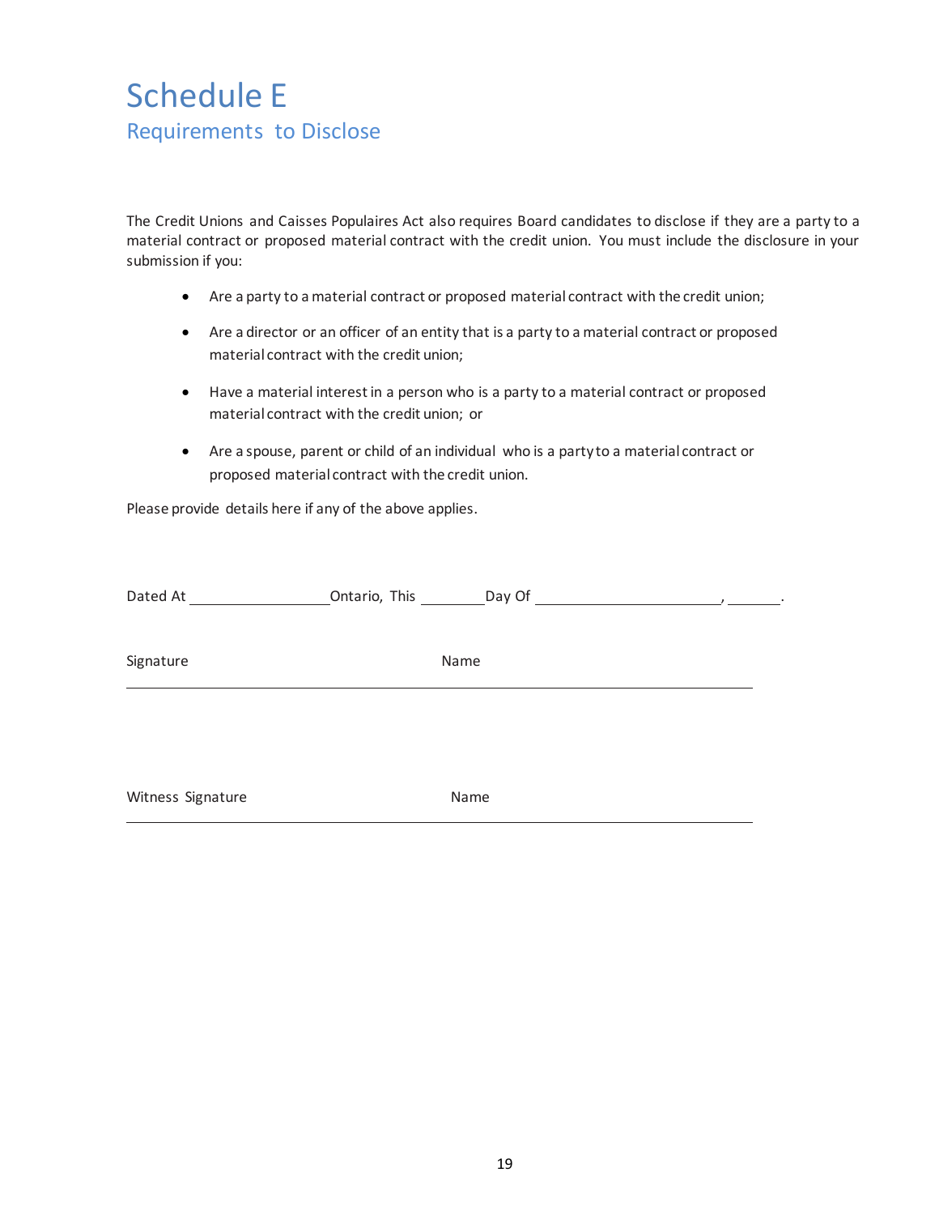# Schedule E

## Requirements to Disclose

The Credit Unions and Caisses Populaires Act also requires Board candidates to disclose if they are a party to a material contract or proposed material contract with the credit union. You must include the disclosure in your submission if you:

- Are a party to a material contract or proposed material contract with the credit union;
- Are a director or an officer of an entity that is a party to a material contract or proposed material contract with the credit union;
- Have a material interest in a person who is a party to a material contract or proposed material contract with the credit union; or
- Are a spouse, parent or child of an individual who is a party to a material contract or proposed material contract with the credit union.

Please provide details here if any of the above applies.

Dated At ____________________ Ontario, This __________ Day Of ___________________________, ________.

Signature                                        Name

_____________________________________________________________________________

Witness Signature                                Name

_____________________________________________________________________________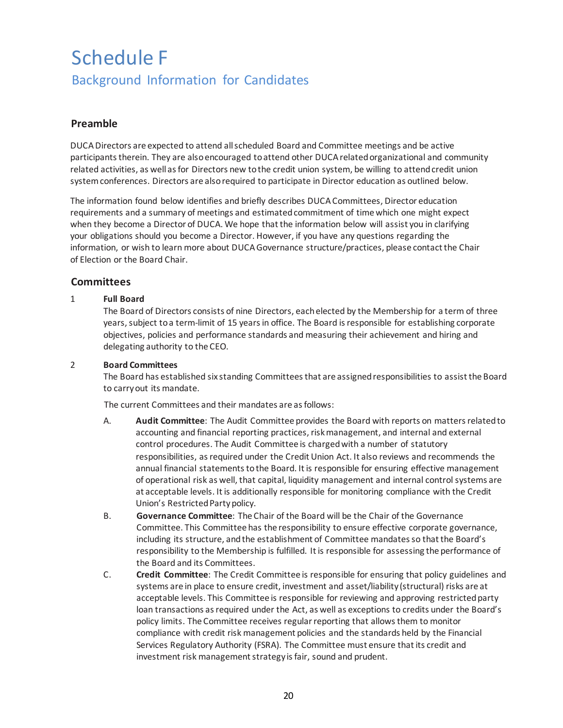# Schedule F

## Background Information for Candidates

### Preamble

DUCA Directors are expected to attend all scheduled Board and Committee meetings and be active participants therein. They are also encouraged to attend other DUCA related organizational and community related activities, as well as for Directors new to the credit union system, be willing to attend credit union system conferences. Directors are also required to participate in Director education as outlined below.

The information found below identifies and briefly describes DUCA Committees, Director education requirements and a summary of meetings and estimated commitment of time which one might expect when they become a Director of DUCA. We hope that the information below will assist you in clarifying your obligations should you become a Director. However, if you have any questions regarding the information, or wish to learn more about DUCA Governance structure/practices, please contact the Chair of Election or the Board Chair.

### Committees

1 **Full Board**

The Board of Directors consists of nine Directors, each elected by the Membership for a term of three years, subject to a term-limit of 15 years in office. The Board is responsible for establishing corporate objectives, policies and performance standards and measuring their achievement and hiring and delegating authority to the CEO.

2 **Board Committees**

The Board has established six standing Committees that are assigned responsibilities to assist the Board to carry out its mandate.

The current Committees and their mandates are as follows:

A. **Audit Committee**: The Audit Committee provides the Board with reports on matters related to accounting and financial reporting practices, risk management, and internal and external control procedures. The Audit Committee is charged with a number of statutory responsibilities, as required under the Credit Union Act. It also reviews and recommends the annual financial statements to the Board. It is responsible for ensuring effective management of operational risk as well, that capital, liquidity management and internal control systems are at acceptable levels. It is additionally responsible for monitoring compliance with the Credit Union's Restricted Party policy.

B. **Governance Committee**: The Chair of the Board will be the Chair of the Governance Committee. This Committee has the responsibility to ensure effective corporate governance, including its structure, and the establishment of Committee mandates so that the Board's responsibility to the Membership is fulfilled. It is responsible for assessing the performance of the Board and its Committees.

C. **Credit Committee**: The Credit Committee is responsible for ensuring that policy guidelines and systems are in place to ensure credit, investment and asset/liability (structural) risks are at acceptable levels. This Committee is responsible for reviewing and approving restricted party loan transactions as required under the Act, as well as exceptions to credits under the Board's policy limits. The Committee receives regular reporting that allows them to monitor compliance with credit risk management policies and the standards held by the Financial Services Regulatory Authority (FSRA). The Committee must ensure that its credit and investment risk management strategy is fair, sound and prudent.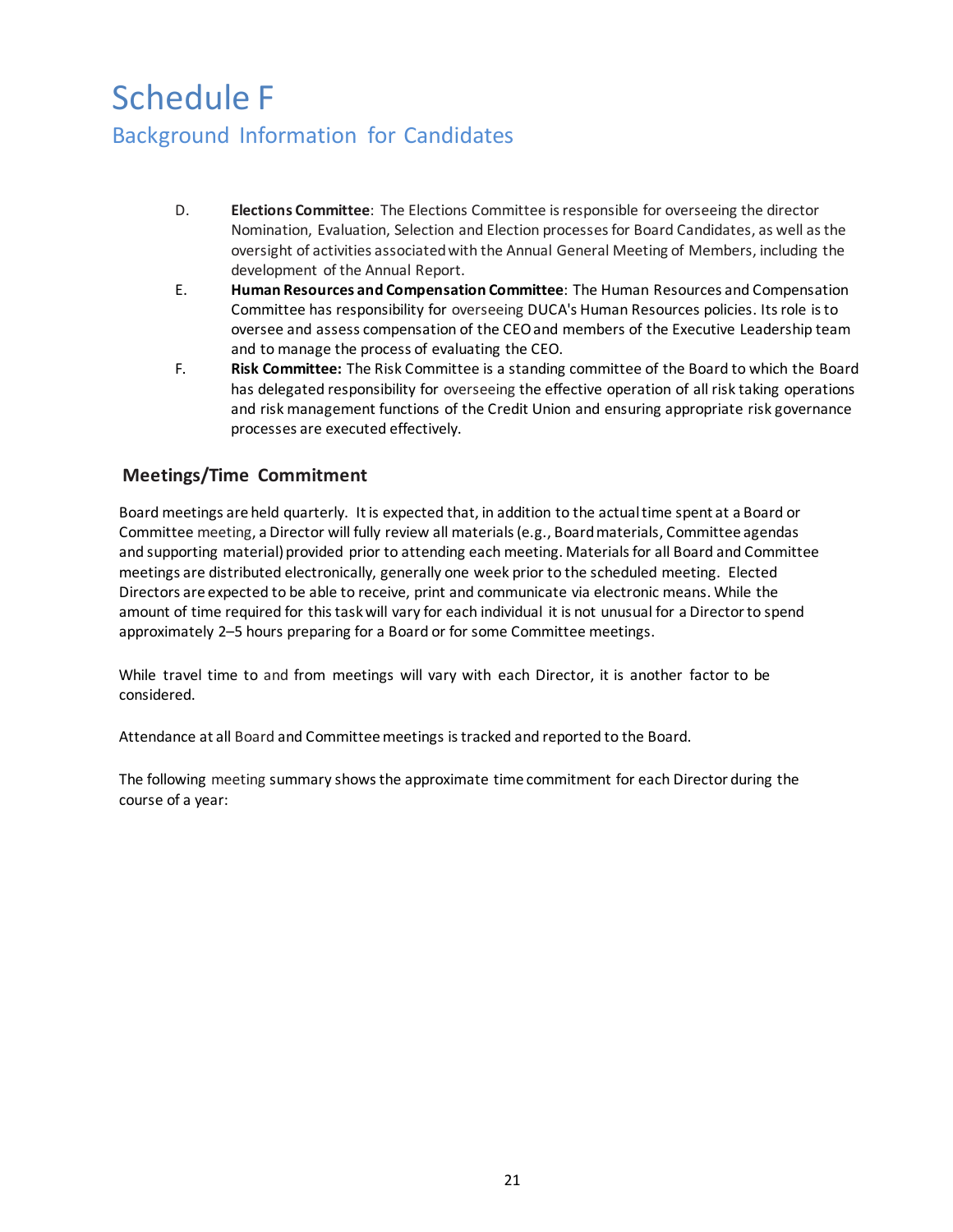# Schedule F

## Background Information for Candidates

D. **Elections Committee**: The Elections Committee is responsible for overseeing the director Nomination, Evaluation, Selection and Election processes for Board Candidates, as well as the oversight of activities associated with the Annual General Meeting of Members, including the development of the Annual Report.

E. **Human Resources and Compensation Committee**: The Human Resources and Compensation Committee has responsibility for overseeing DUCA's Human Resources policies. Its role is to oversee and assess compensation of the CEO and members of the Executive Leadership team and to manage the process of evaluating the CEO.

F. **Risk Committee:** The Risk Committee is a standing committee of the Board to which the Board has delegated responsibility for overseeing the effective operation of all risk taking operations and risk management functions of the Credit Union and ensuring appropriate risk governance processes are executed effectively.

### Meetings/Time Commitment

Board meetings are held quarterly. It is expected that, in addition to the actual time spent at a Board or Committee meeting, a Director will fully review all materials (e.g., Board materials, Committee agendas and supporting material) provided prior to attending each meeting. Materials for all Board and Committee meetings are distributed electronically, generally one week prior to the scheduled meeting. Elected Directors are expected to be able to receive, print and communicate via electronic means. While the amount of time required for this task will vary for each individual it is not unusual for a Director to spend approximately 2–5 hours preparing for a Board or for some Committee meetings.

While travel time to and from meetings will vary with each Director, it is another factor to be considered.

Attendance at all Board and Committee meetings is tracked and reported to the Board.

The following meeting summary shows the approximate time commitment for each Director during the course of a year: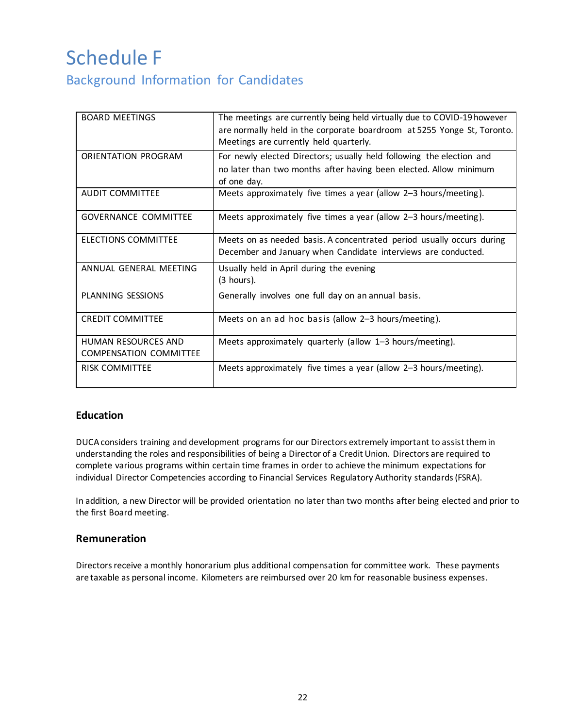# Schedule F

## Background Information for Candidates

| | |
|---|---|
| BOARD MEETINGS | The meetings are currently being held virtually due to COVID-19 however are normally held in the corporate boardroom at 5255 Yonge St, Toronto. Meetings are currently held quarterly. |
| ORIENTATION PROGRAM | For newly elected Directors; usually held following the election and no later than two months after having been elected. Allow minimum of one day. |
| AUDIT COMMITTEE | Meets approximately five times a year (allow 2–3 hours/meeting). |
| GOVERNANCE COMMITTEE | Meets approximately five times a year (allow 2–3 hours/meeting). |
| ELECTIONS COMMITTEE | Meets on as needed basis. A concentrated period usually occurs during December and January when Candidate interviews are conducted. |
| ANNUAL GENERAL MEETING | Usually held in April during the evening (3 hours). |
| PLANNING SESSIONS | Generally involves one full day on an annual basis. |
| CREDIT COMMITTEE | Meets on an ad hoc basis (allow 2–3 hours/meeting). |
| HUMAN RESOURCES AND COMPENSATION COMMITTEE | Meets approximately quarterly (allow 1–3 hours/meeting). |
| RISK COMMITTEE | Meets approximately five times a year (allow 2–3 hours/meeting). |

### Education

DUCA considers training and development programs for our Directors extremely important to assist them in understanding the roles and responsibilities of being a Director of a Credit Union. Directors are required to complete various programs within certain time frames in order to achieve the minimum expectations for individual Director Competencies according to Financial Services Regulatory Authority standards (FSRA).

In addition, a new Director will be provided orientation no later than two months after being elected and prior to the first Board meeting.

### Remuneration

Directors receive a monthly honorarium plus additional compensation for committee work. These payments are taxable as personal income. Kilometers are reimbursed over 20 km for reasonable business expenses.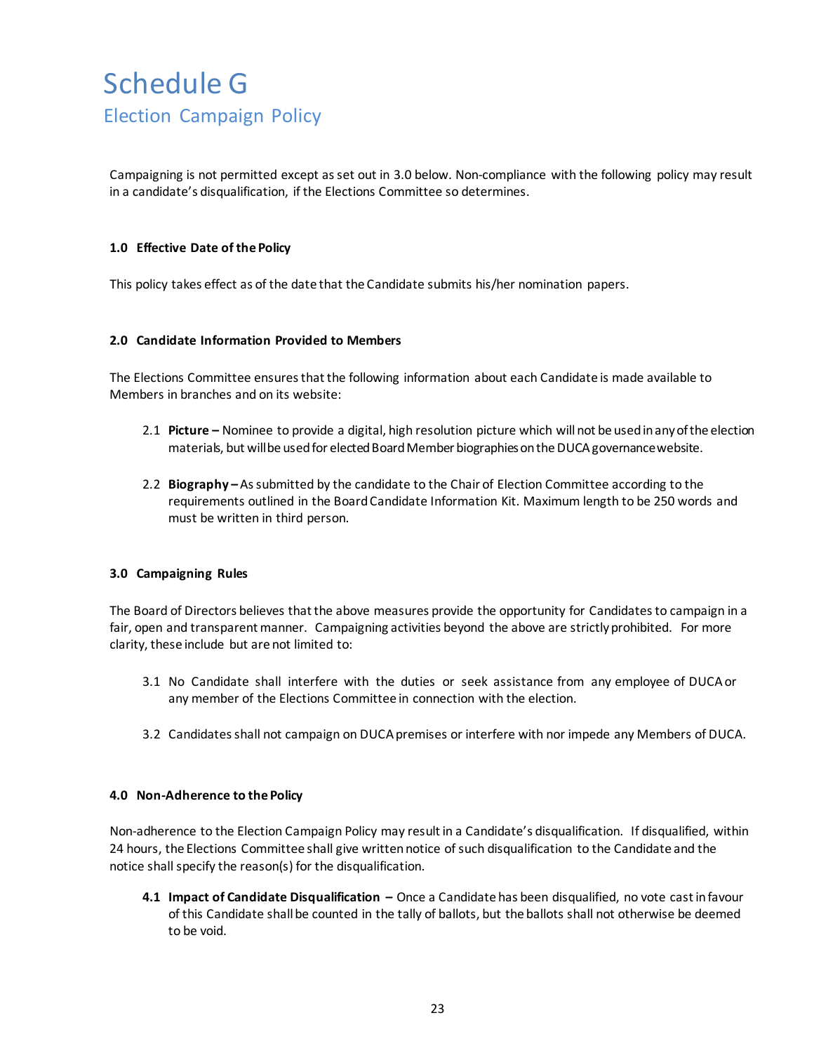# Schedule G

## Election Campaign Policy

Campaigning is not permitted except as set out in 3.0 below. Non-compliance with the following policy may result in a candidate's disqualification, if the Elections Committee so determines.

### 1.0 Effective Date of the Policy

This policy takes effect as of the date that the Candidate submits his/her nomination papers.

### 2.0 Candidate Information Provided to Members

The Elections Committee ensures that the following information about each Candidate is made available to Members in branches and on its website:

2.1 **Picture –** Nominee to provide a digital, high resolution picture which will not be used in any of the election materials, but will be used for elected Board Member biographies on the DUCA governance website.

2.2 **Biography –** As submitted by the candidate to the Chair of Election Committee according to the requirements outlined in the Board Candidate Information Kit. Maximum length to be 250 words and must be written in third person.

### 3.0 Campaigning Rules

The Board of Directors believes that the above measures provide the opportunity for Candidates to campaign in a fair, open and transparent manner. Campaigning activities beyond the above are strictly prohibited. For more clarity, these include but are not limited to:

3.1 No Candidate shall interfere with the duties or seek assistance from any employee of DUCA or any member of the Elections Committee in connection with the election.

3.2 Candidates shall not campaign on DUCA premises or interfere with nor impede any Members of DUCA.

### 4.0 Non-Adherence to the Policy

Non-adherence to the Election Campaign Policy may result in a Candidate's disqualification. If disqualified, within 24 hours, the Elections Committee shall give written notice of such disqualification to the Candidate and the notice shall specify the reason(s) for the disqualification.

**4.1 Impact of Candidate Disqualification –** Once a Candidate has been disqualified, no vote cast in favour of this Candidate shall be counted in the tally of ballots, but the ballots shall not otherwise be deemed to be void.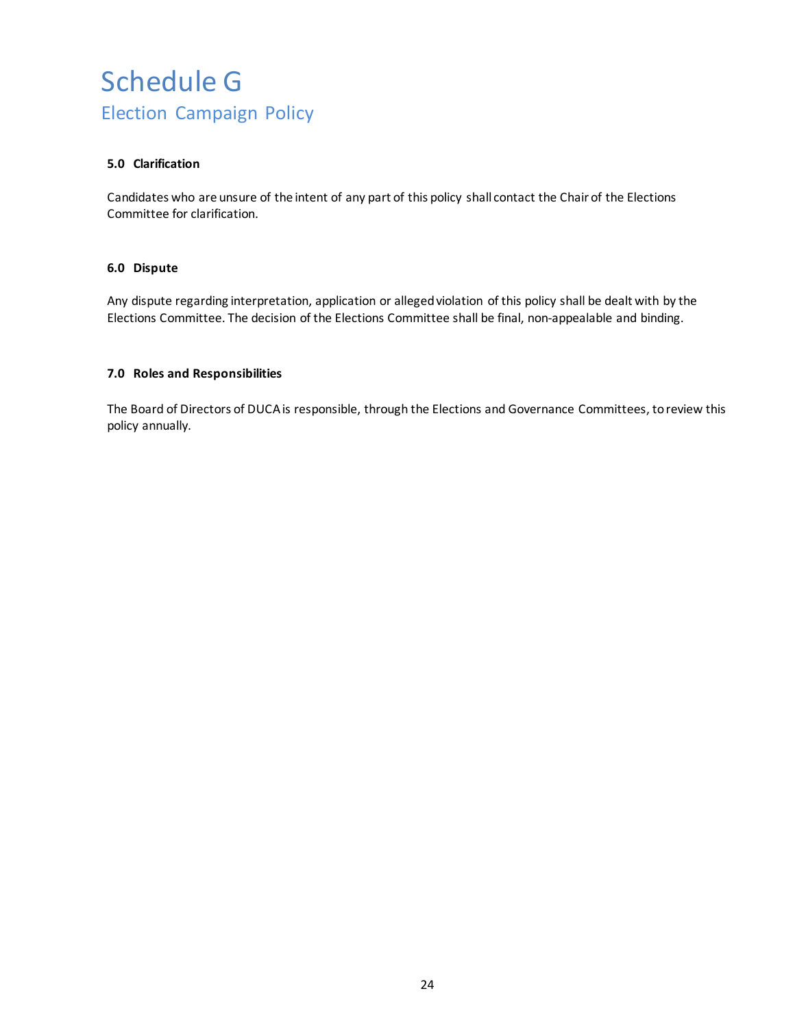# Schedule G

## Election Campaign Policy

**5.0 Clarification**

Candidates who are unsure of the intent of any part of this policy shall contact the Chair of the Elections Committee for clarification.

**6.0 Dispute**

Any dispute regarding interpretation, application or alleged violation of this policy shall be dealt with by the Elections Committee. The decision of the Elections Committee shall be final, non-appealable and binding.

**7.0 Roles and Responsibilities**

The Board of Directors of DUCA is responsible, through the Elections and Governance Committees, to review this policy annually.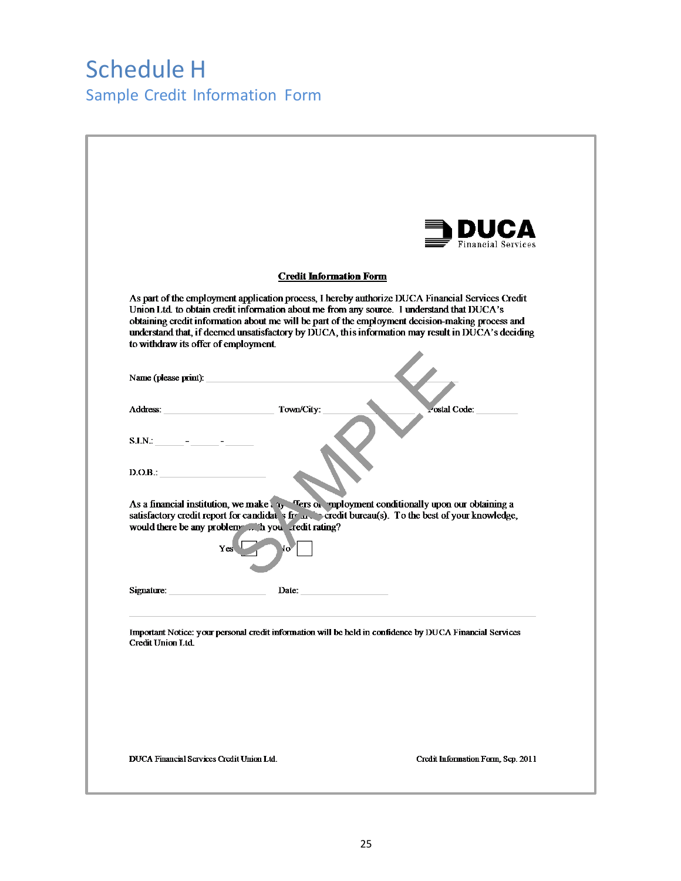# Schedule H

## Sample Credit Information Form

DUCA Financial Services

**Credit Information Form**

As part of the employment application process, I hereby authorize DUCA Financial Services Credit Union Ltd. to obtain credit information about me from any source. I understand that DUCA's obtaining credit information about me will be part of the employment decision-making process and understand that, if deemed unsatisfactory by DUCA, this information may result in DUCA's deciding to withdraw its offer of employment.

Name (please print): ______________________________

Address: ____________________ Town/City: ____________________ Postal Code: __________

S.I.N.: ______ - ______ - ______

D.O.B.: ____________________

As a financial institution, we make any offers of employment conditionally upon our obtaining a satisfactory credit report for candidates from the credit bureau(s). To the best of your knowledge, would there be any problems with your credit rating?

Yes ☐ No ☐

Signature: ____________________ Date: ____________________

---

Important Notice: your personal credit information will be held in confidence by DUCA Financial Services Credit Union Ltd.

DUCA Financial Services Credit Union Ltd. Credit Information Form, Sep. 2011

SAMPLE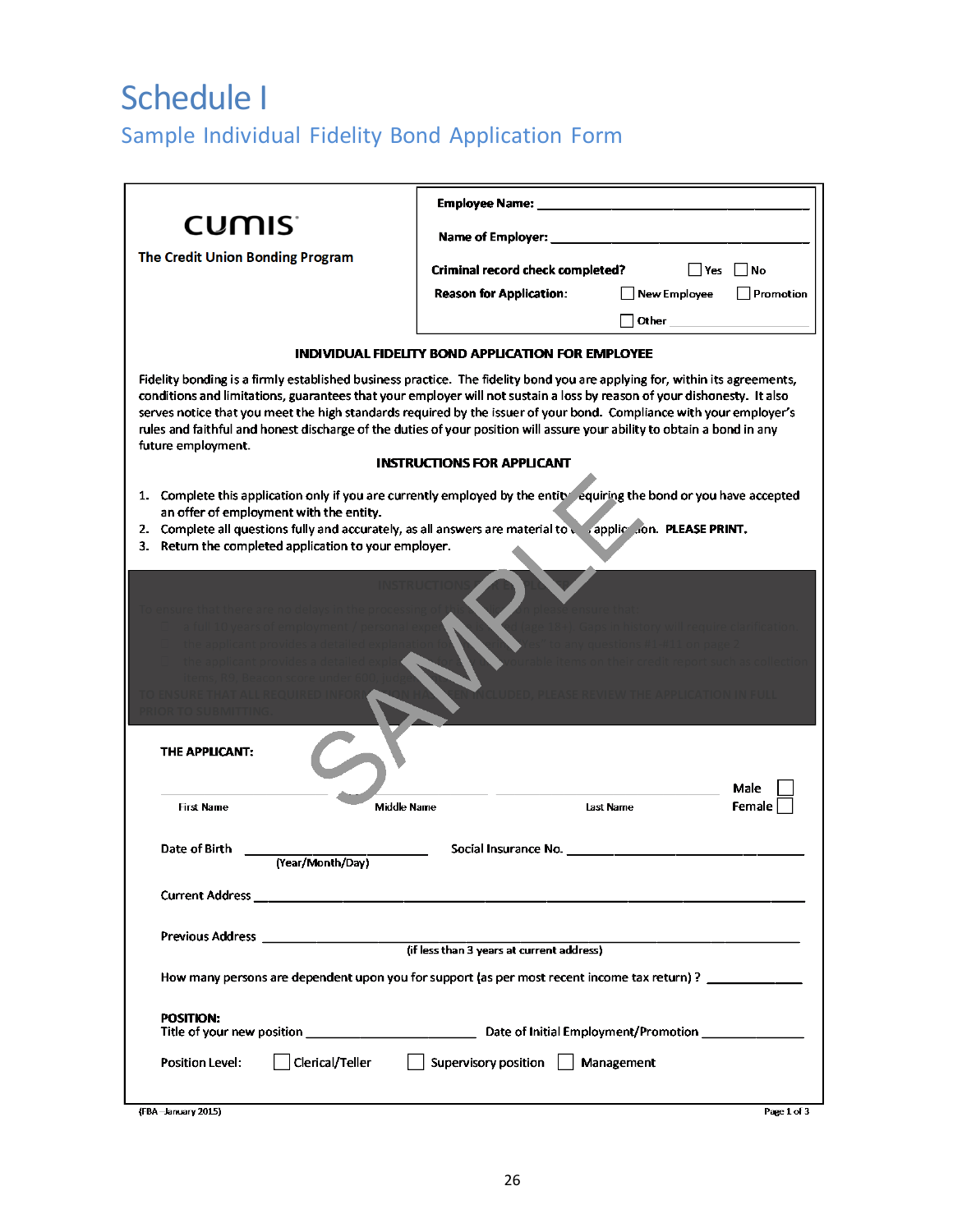# Schedule I

## Sample Individual Fidelity Bond Application Form

**CUMIS**

**The Credit Union Bonding Program**

**Employee Name:** ______________________________

**Name of Employer:** ______________________________

**Criminal record check completed?** ☐ Yes ☐ No

**Reason for Application:** ☐ New Employee ☐ Promotion ☐ Other ____________

**INDIVIDUAL FIDELITY BOND APPLICATION FOR EMPLOYEE**

Fidelity bonding is a firmly established business practice. The fidelity bond you are applying for, within its agreements, conditions and limitations, guarantees that your employer will not sustain a loss by reason of your dishonesty. It also serves notice that you meet the high standards required by the issuer of your bond. Compliance with your employer's rules and faithful and honest discharge of the duties of your position will assure your ability to obtain a bond in any future employment.

**INSTRUCTIONS FOR APPLICANT**

1. Complete this application only if you are currently employed by the entity requiring the bond or you have accepted an offer of employment with the entity.
2. Complete all questions fully and accurately, as all answers are material to the application. **PLEASE PRINT.**
3. Return the completed application to your employer.

**INSTRUCTIONS FOR EMPLOYER**

To ensure that there are no delays in the processing of this application please ensure that:

- a full 10 years of employment / personal experience is included (age 18+). Gaps in history will require clarification.
- the applicant provides a detailed explanation for any "yes" to any questions #1-#11 on page 2.
- the applicant provides a detailed explanation for any unfavourable items on their credit report such as collection items, R9, Beacon score under 600, judgments.

TO ENSURE THAT ALL REQUIRED INFORMATION HAS BEEN INCLUDED, PLEASE REVIEW THE APPLICATION IN FULL PRIOR TO SUBMITTING.

SAMPLE

**THE APPLICANT:**

____________ ____________ ____________ Male ☐

First Name Middle Name Last Name Female ☐

Date of Birth ____________ (Year/Month/Day) Social Insurance No. ____________

Current Address ______________________________

Previous Address ______________________________ (if less than 3 years at current address)

How many persons are dependent upon you for support (as per most recent income tax return)? ____________

**POSITION:**

Title of your new position ____________ Date of Initial Employment/Promotion ____________

Position Level: ☐ Clerical/Teller ☐ Supervisory position ☐ Management

(FBA - January 2015)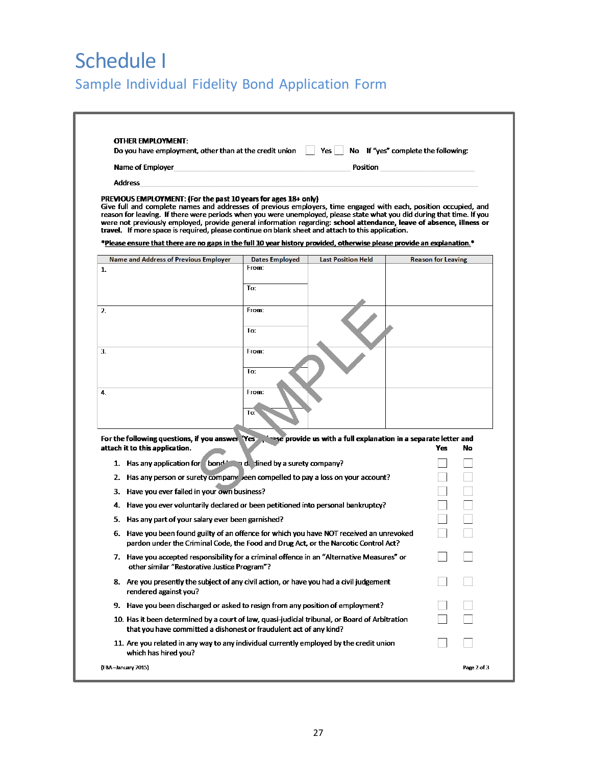# Schedule I

## Sample Individual Fidelity Bond Application Form

**OTHER EMPLOYMENT:**
Do you have employment, other than at the credit union ☐ Yes ☐ No If "yes" complete the following:

Name of Employer ______________________ Position ______________________

Address ______________________________________________

**PREVIOUS EMPLOYMENT: (For the past 10 years for ages 18+ only)**
Give full and complete names and addresses of previous employers, time engaged with each, position occupied, and reason for leaving. **If there were periods when you were unemployed, please state what you did during that time. If you were not previously employed, provide general information regarding: school attendance, leave of absence, illness or travel.** If more space is required, please continue on blank sheet and attach to this application.

***Please ensure that there are no gaps in the full 10 year history provided, otherwise please provide an explanation.***

| Name and Address of Previous Employer | Dates Employed | Last Position Held | Reason for Leaving |
|---|---|---|---|
| 1. | From: To: | | |
| 2. | From: To: | | |
| 3. | From: To: | | |
| 4. | From: To: | | |

SAMPLE

**For the following questions, if you answer "Yes", please provide us with a full explanation in a separate letter and attach it to this application.**

| | Yes | No |
|---|---|---|
| 1. Has any application for a bond been declined by a surety company? | ☐ | ☐ |
| 2. Has any person or surety company been compelled to pay a loss on your account? | ☐ | ☐ |
| 3. Have you ever failed in your own business? | ☐ | ☐ |
| 4. Have you ever voluntarily declared or been petitioned into personal bankruptcy? | ☐ | ☐ |
| 5. Has any part of your salary ever been garnished? | ☐ | ☐ |
| 6. Have you been found guilty of an offence for which you have NOT received an unrevoked pardon under the Criminal Code, the Food and Drug Act, or the Narcotic Control Act? | ☐ | ☐ |
| 7. Have you accepted responsibility for a criminal offence in an "Alternative Measures" or other similar "Restorative Justice Program"? | ☐ | ☐ |
| 8. Are you presently the subject of any civil action, or have you had a civil judgement rendered against you? | ☐ | ☐ |
| 9. Have you been discharged or asked to resign from any position of employment? | ☐ | ☐ |
| 10. Has it been determined by a court of law, quasi-judicial tribunal, or Board of Arbitration that you have committed a dishonest or fraudulent act of any kind? | ☐ | ☐ |
| 11. Are you related in any way to any individual currently employed by the credit union which has hired you? | ☐ | ☐ |

(FBA – January 2015)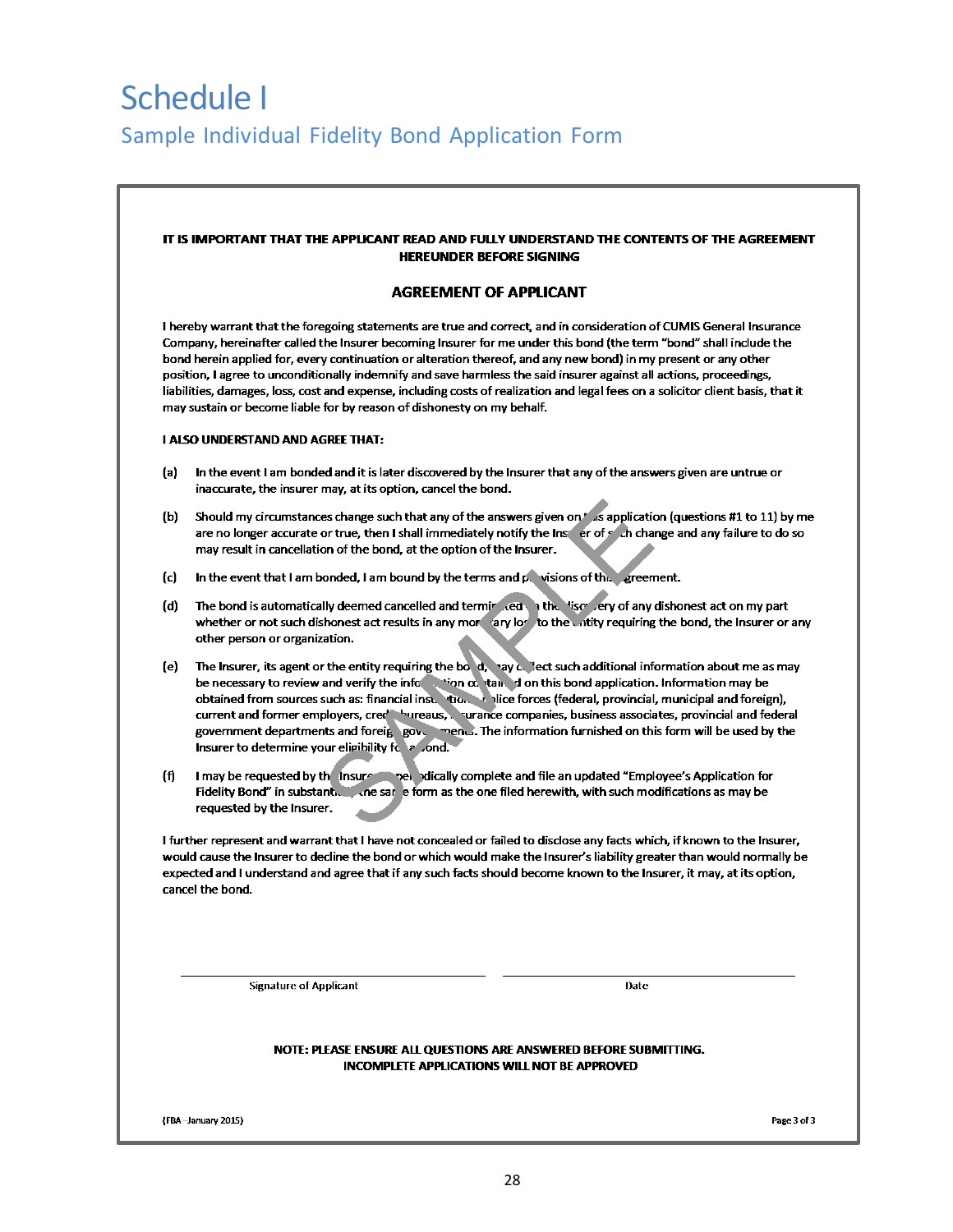# Schedule I

## Sample Individual Fidelity Bond Application Form

**IT IS IMPORTANT THAT THE APPLICANT READ AND FULLY UNDERSTAND THE CONTENTS OF THE AGREEMENT HEREUNDER BEFORE SIGNING**

### AGREEMENT OF APPLICANT

I hereby warrant that the foregoing statements are true and correct, and in consideration of CUMIS General Insurance Company, hereinafter called the Insurer becoming Insurer for me under this bond (the term "bond" shall include the bond herein applied for, every continuation or alteration thereof, and any new bond) in my present or any other position, I agree to unconditionally indemnify and save harmless the said insurer against all actions, proceedings, liabilities, damages, loss, cost and expense, including costs of realization and legal fees on a solicitor client basis, that it may sustain or become liable for by reason of dishonesty on my behalf.

**I ALSO UNDERSTAND AND AGREE THAT:**

(a) In the event I am bonded and it is later discovered by the Insurer that any of the answers given are untrue or inaccurate, the insurer may, at its option, cancel the bond.

(b) Should my circumstances change such that any of the answers given on this application (questions #1 to 11) by me are no longer accurate or true, then I shall immediately notify the Insurer of such change and any failure to do so may result in cancellation of the bond, at the option of the Insurer.

(c) In the event that I am bonded, I am bound by the terms and provisions of this agreement.

(d) The bond is automatically deemed cancelled and terminated on the discovery of any dishonest act on my part whether or not such dishonest act results in any monetary loss to the entity requiring the bond, the Insurer or any other person or organization.

(e) The Insurer, its agent or the entity requiring the bond, may collect such additional information about me as may be necessary to review and verify the information contained on this bond application. Information may be obtained from sources such as: financial institutions, police forces (federal, provincial, municipal and foreign), current and former employers, credit bureaus, insurance companies, business associates, provincial and federal government departments and foreign governments. The information furnished on this form will be used by the Insurer to determine your eligibility for a bond.

(f) I may be requested by the Insurer to periodically complete and file an updated "Employee's Application for Fidelity Bond" in substantially the same form as the one filed herewith, with such modifications as may be requested by the Insurer.

I further represent and warrant that I have not concealed or failed to disclose any facts which, if known to the Insurer, would cause the Insurer to decline the bond or which would make the Insurer's liability greater than would normally be expected and I understand and agree that if any such facts should become known to the Insurer, it may, at its option, cancel the bond.

| ______________________ | ______________________ |
|---|---|
| Signature of Applicant | Date |

**NOTE: PLEASE ENSURE ALL QUESTIONS ARE ANSWERED BEFORE SUBMITTING. INCOMPLETE APPLICATIONS WILL NOT BE APPROVED**

(FBA - January 2015)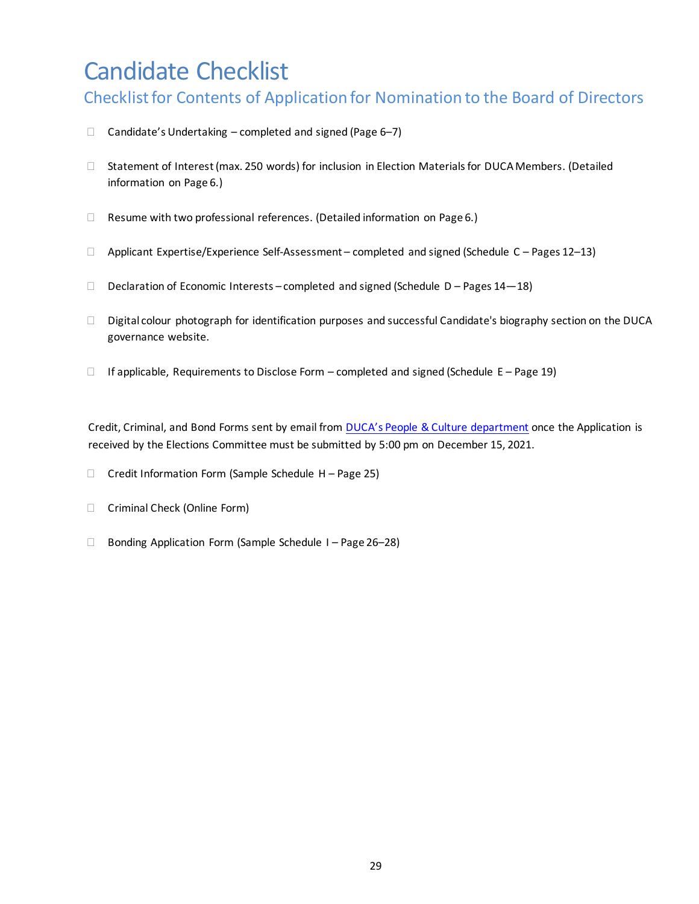# Candidate Checklist

## Checklist for Contents of Application for Nomination to the Board of Directors

- ☐ Candidate's Undertaking – completed and signed (Page 6–7)
- ☐ Statement of Interest (max. 250 words) for inclusion in Election Materials for DUCA Members. (Detailed information on Page 6.)
- ☐ Resume with two professional references. (Detailed information on Page 6.)
- ☐ Applicant Expertise/Experience Self-Assessment – completed and signed (Schedule C – Pages 12–13)
- ☐ Declaration of Economic Interests – completed and signed (Schedule D – Pages 14—18)
- ☐ Digital colour photograph for identification purposes and successful Candidate's biography section on the DUCA governance website.
- ☐ If applicable, Requirements to Disclose Form – completed and signed (Schedule E – Page 19)

Credit, Criminal, and Bond Forms sent by email from DUCA's People & Culture department once the Application is received by the Elections Committee must be submitted by 5:00 pm on December 15, 2021.

- ☐ Credit Information Form (Sample Schedule H – Page 25)
- ☐ Criminal Check (Online Form)
- ☐ Bonding Application Form (Sample Schedule I – Page 26–28)